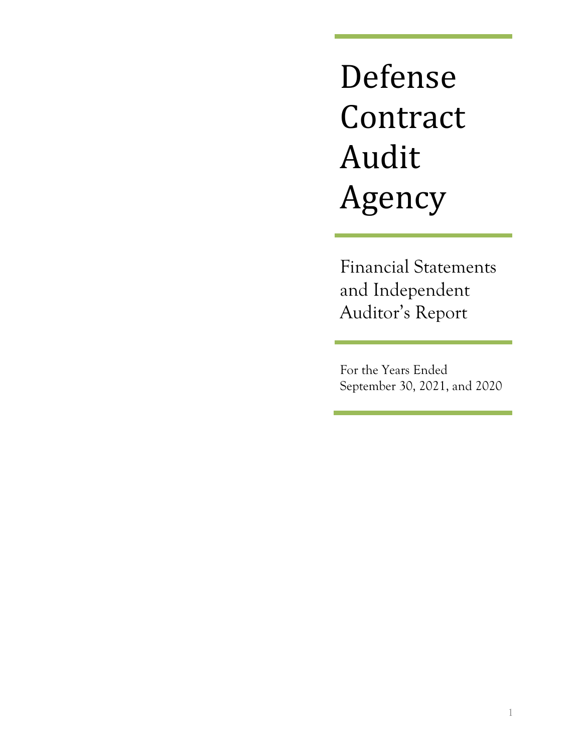# Defense Contract Audit Agency

## Financial Statements and Independent Auditor's Report

For the Years Ended September 30, 2021, and 2020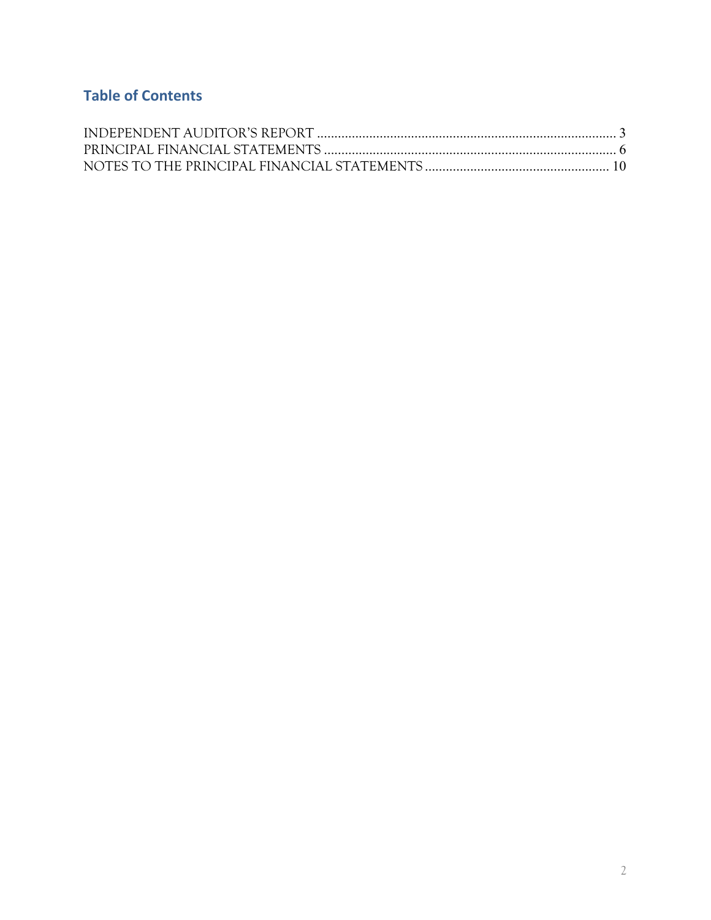## Table of Contents

INDEPENDENT AUDITOR'S REPORT ..................................................................................... 3

PRINCIPAL FINANCIAL STATEMENTS .................................................................................... 6

NOTES TO THE PRINCIPAL FINANCIAL STATEMENTS .................................................... 10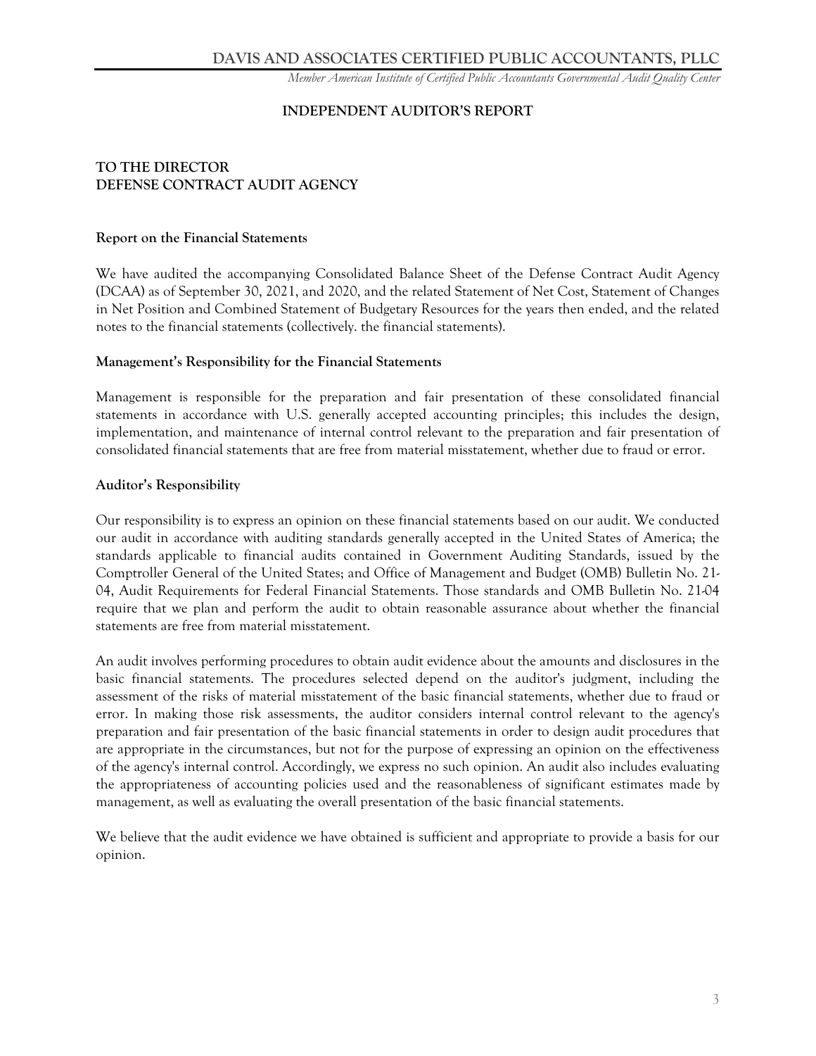DAVIS AND ASSOCIATES CERTIFIED PUBLIC ACCOUNTANTS, PLLC

*Member American Institute of Certified Public Accountants Governmental Audit Quality Center*

# INDEPENDENT AUDITOR'S REPORT

**TO THE DIRECTOR**
**DEFENSE CONTRACT AUDIT AGENCY**

## Report on the Financial Statements

We have audited the accompanying Consolidated Balance Sheet of the Defense Contract Audit Agency (DCAA) as of September 30, 2021, and 2020, and the related Statement of Net Cost, Statement of Changes in Net Position and Combined Statement of Budgetary Resources for the years then ended, and the related notes to the financial statements (collectively. the financial statements).

## Management's Responsibility for the Financial Statements

Management is responsible for the preparation and fair presentation of these consolidated financial statements in accordance with U.S. generally accepted accounting principles; this includes the design, implementation, and maintenance of internal control relevant to the preparation and fair presentation of consolidated financial statements that are free from material misstatement, whether due to fraud or error.

## Auditor's Responsibility

Our responsibility is to express an opinion on these financial statements based on our audit. We conducted our audit in accordance with auditing standards generally accepted in the United States of America; the standards applicable to financial audits contained in Government Auditing Standards, issued by the Comptroller General of the United States; and Office of Management and Budget (OMB) Bulletin No. 21-04, Audit Requirements for Federal Financial Statements. Those standards and OMB Bulletin No. 21-04 require that we plan and perform the audit to obtain reasonable assurance about whether the financial statements are free from material misstatement.

An audit involves performing procedures to obtain audit evidence about the amounts and disclosures in the basic financial statements. The procedures selected depend on the auditor's judgment, including the assessment of the risks of material misstatement of the basic financial statements, whether due to fraud or error. In making those risk assessments, the auditor considers internal control relevant to the agency's preparation and fair presentation of the basic financial statements in order to design audit procedures that are appropriate in the circumstances, but not for the purpose of expressing an opinion on the effectiveness of the agency's internal control. Accordingly, we express no such opinion. An audit also includes evaluating the appropriateness of accounting policies used and the reasonableness of significant estimates made by management, as well as evaluating the overall presentation of the basic financial statements.

We believe that the audit evidence we have obtained is sufficient and appropriate to provide a basis for our opinion.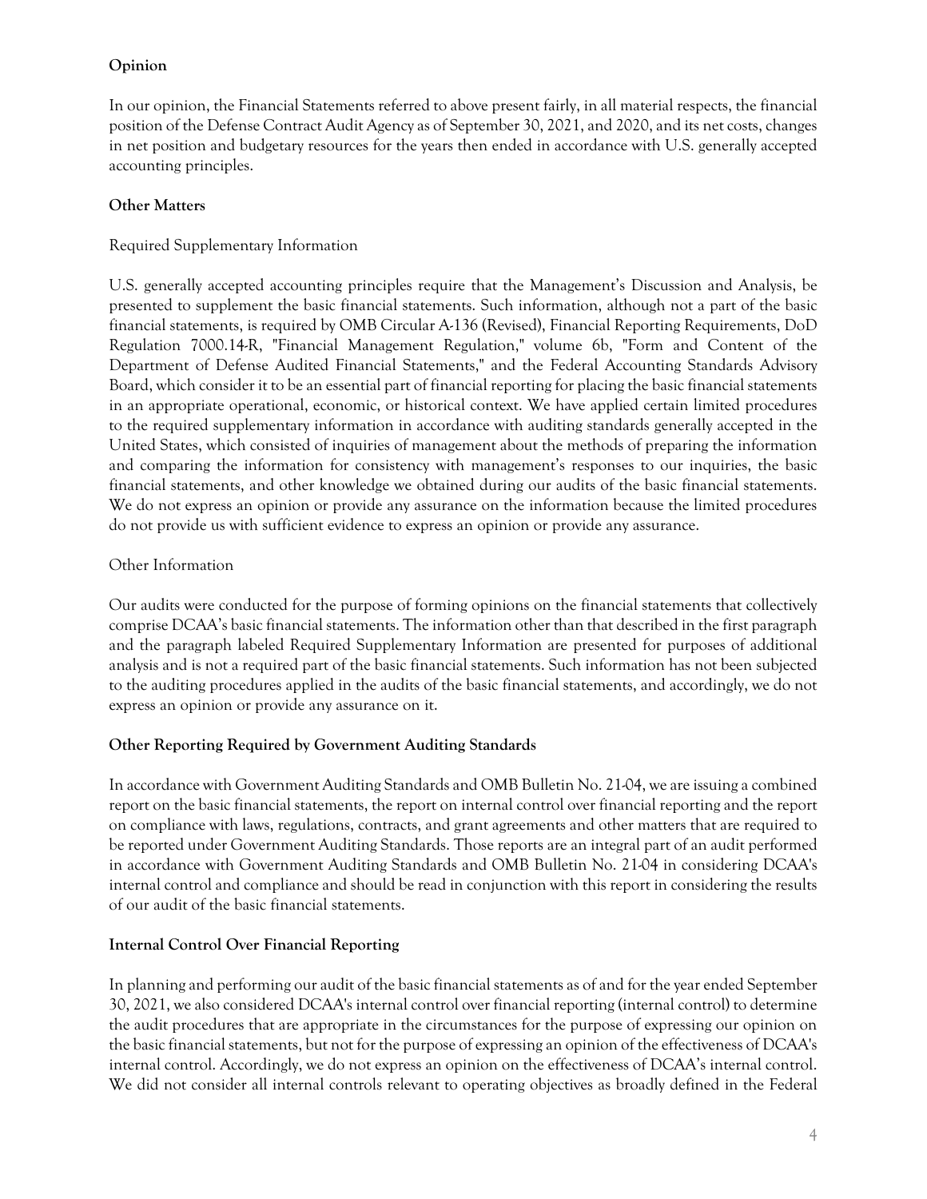### Opinion

In our opinion, the Financial Statements referred to above present fairly, in all material respects, the financial position of the Defense Contract Audit Agency as of September 30, 2021, and 2020, and its net costs, changes in net position and budgetary resources for the years then ended in accordance with U.S. generally accepted accounting principles.

### Other Matters

Required Supplementary Information

U.S. generally accepted accounting principles require that the Management's Discussion and Analysis, be presented to supplement the basic financial statements. Such information, although not a part of the basic financial statements, is required by OMB Circular A-136 (Revised), Financial Reporting Requirements, DoD Regulation 7000.14-R, "Financial Management Regulation," volume 6b, "Form and Content of the Department of Defense Audited Financial Statements," and the Federal Accounting Standards Advisory Board, which consider it to be an essential part of financial reporting for placing the basic financial statements in an appropriate operational, economic, or historical context. We have applied certain limited procedures to the required supplementary information in accordance with auditing standards generally accepted in the United States, which consisted of inquiries of management about the methods of preparing the information and comparing the information for consistency with management's responses to our inquiries, the basic financial statements, and other knowledge we obtained during our audits of the basic financial statements. We do not express an opinion or provide any assurance on the information because the limited procedures do not provide us with sufficient evidence to express an opinion or provide any assurance.

Other Information

Our audits were conducted for the purpose of forming opinions on the financial statements that collectively comprise DCAA's basic financial statements. The information other than that described in the first paragraph and the paragraph labeled Required Supplementary Information are presented for purposes of additional analysis and is not a required part of the basic financial statements. Such information has not been subjected to the auditing procedures applied in the audits of the basic financial statements, and accordingly, we do not express an opinion or provide any assurance on it.

### Other Reporting Required by Government Auditing Standards

In accordance with Government Auditing Standards and OMB Bulletin No. 21-04, we are issuing a combined report on the basic financial statements, the report on internal control over financial reporting and the report on compliance with laws, regulations, contracts, and grant agreements and other matters that are required to be reported under Government Auditing Standards. Those reports are an integral part of an audit performed in accordance with Government Auditing Standards and OMB Bulletin No. 21-04 in considering DCAA's internal control and compliance and should be read in conjunction with this report in considering the results of our audit of the basic financial statements.

### Internal Control Over Financial Reporting

In planning and performing our audit of the basic financial statements as of and for the year ended September 30, 2021, we also considered DCAA's internal control over financial reporting (internal control) to determine the audit procedures that are appropriate in the circumstances for the purpose of expressing our opinion on the basic financial statements, but not for the purpose of expressing an opinion of the effectiveness of DCAA's internal control. Accordingly, we do not express an opinion on the effectiveness of DCAA's internal control. We did not consider all internal controls relevant to operating objectives as broadly defined in the Federal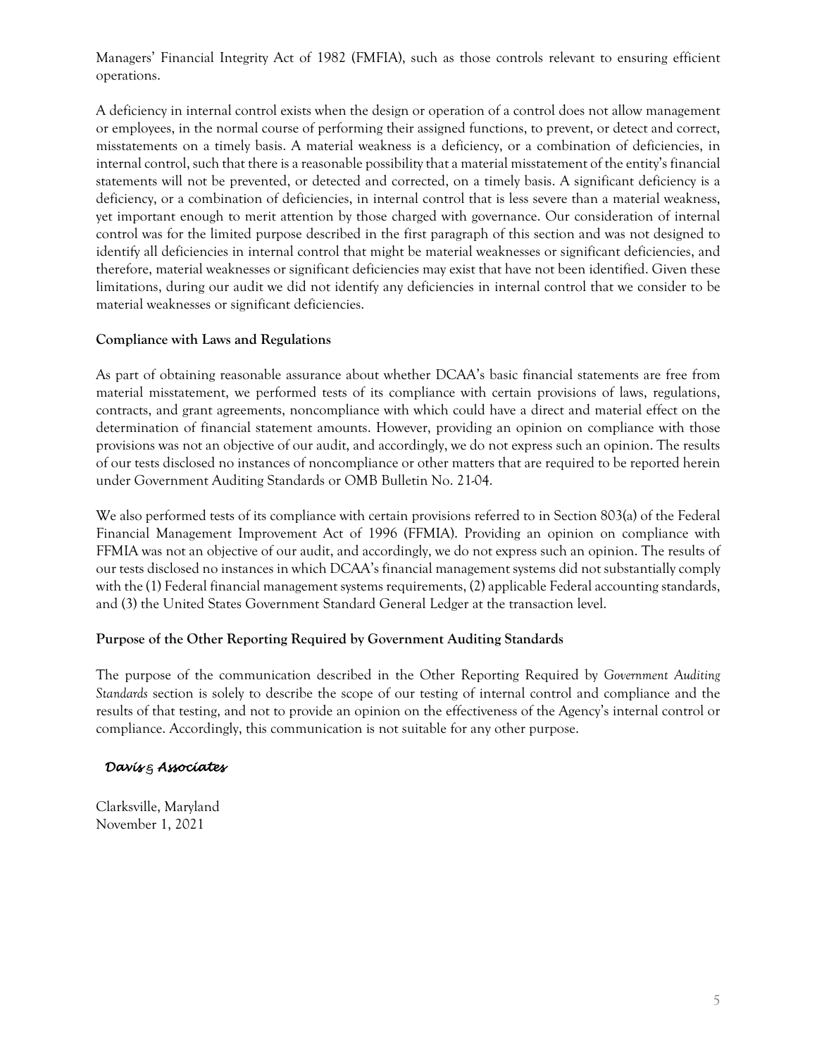Managers' Financial Integrity Act of 1982 (FMFIA), such as those controls relevant to ensuring efficient operations.

A deficiency in internal control exists when the design or operation of a control does not allow management or employees, in the normal course of performing their assigned functions, to prevent, or detect and correct, misstatements on a timely basis. A material weakness is a deficiency, or a combination of deficiencies, in internal control, such that there is a reasonable possibility that a material misstatement of the entity's financial statements will not be prevented, or detected and corrected, on a timely basis. A significant deficiency is a deficiency, or a combination of deficiencies, in internal control that is less severe than a material weakness, yet important enough to merit attention by those charged with governance. Our consideration of internal control was for the limited purpose described in the first paragraph of this section and was not designed to identify all deficiencies in internal control that might be material weaknesses or significant deficiencies, and therefore, material weaknesses or significant deficiencies may exist that have not been identified. Given these limitations, during our audit we did not identify any deficiencies in internal control that we consider to be material weaknesses or significant deficiencies.

**Compliance with Laws and Regulations**

As part of obtaining reasonable assurance about whether DCAA's basic financial statements are free from material misstatement, we performed tests of its compliance with certain provisions of laws, regulations, contracts, and grant agreements, noncompliance with which could have a direct and material effect on the determination of financial statement amounts. However, providing an opinion on compliance with those provisions was not an objective of our audit, and accordingly, we do not express such an opinion. The results of our tests disclosed no instances of noncompliance or other matters that are required to be reported herein under Government Auditing Standards or OMB Bulletin No. 21-04.

We also performed tests of its compliance with certain provisions referred to in Section 803(a) of the Federal Financial Management Improvement Act of 1996 (FFMIA). Providing an opinion on compliance with FFMIA was not an objective of our audit, and accordingly, we do not express such an opinion. The results of our tests disclosed no instances in which DCAA's financial management systems did not substantially comply with the (1) Federal financial management systems requirements, (2) applicable Federal accounting standards, and (3) the United States Government Standard General Ledger at the transaction level.

**Purpose of the Other Reporting Required by Government Auditing Standards**

The purpose of the communication described in the Other Reporting Required by *Government Auditing Standards* section is solely to describe the scope of our testing of internal control and compliance and the results of that testing, and not to provide an opinion on the effectiveness of the Agency's internal control or compliance. Accordingly, this communication is not suitable for any other purpose.

*Davis & Associates*

Clarksville, Maryland
November 1, 2021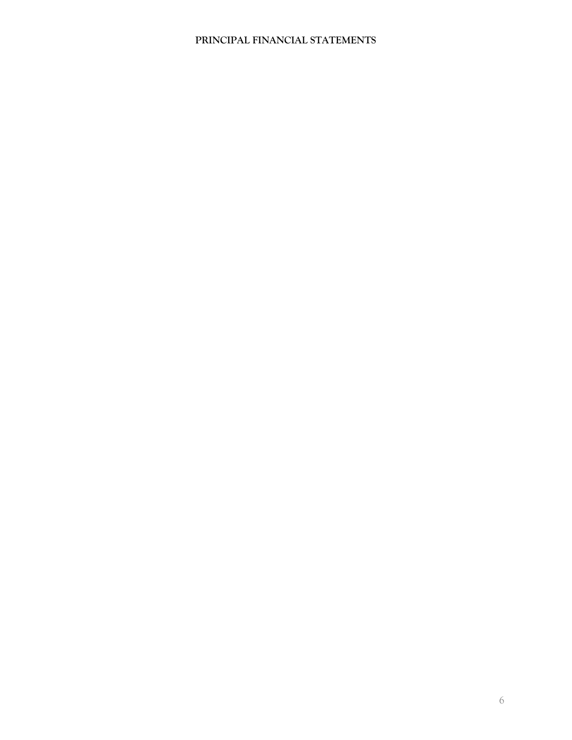# PRINCIPAL FINANCIAL STATEMENTS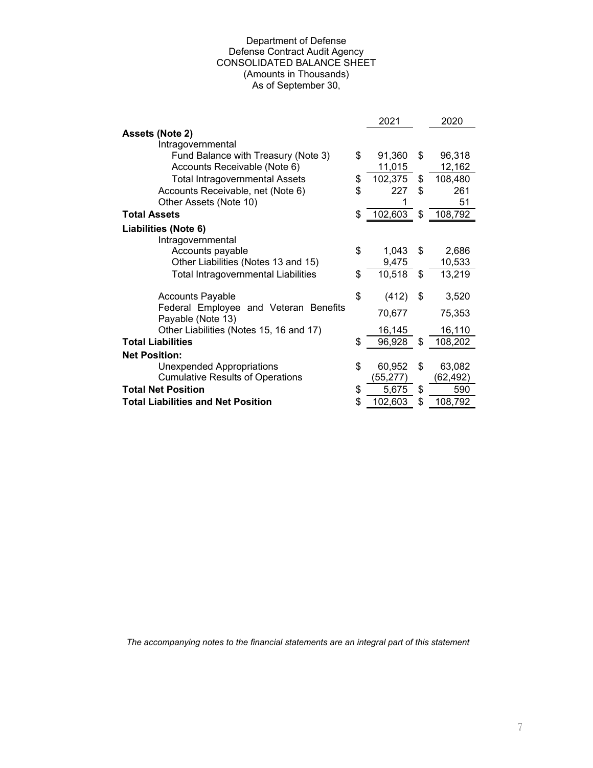Department of Defense
Defense Contract Audit Agency
CONSOLIDATED BALANCE SHEET
(Amounts in Thousands)
As of September 30,

| | 2021 | 2020 |
|---|---|---|
| **Assets (Note 2)** | | |
| Intragovernmental | | |
| Fund Balance with Treasury (Note 3) | $ 91,360 | $ 96,318 |
| Accounts Receivable (Note 6) | 11,015 | 12,162 |
| Total Intragovernmental Assets | $ 102,375 | $ 108,480 |
| Accounts Receivable, net (Note 6) | $ 227 | $ 261 |
| Other Assets (Note 10) | 1 | 51 |
| **Total Assets** | $ 102,603 | $ 108,792 |
| **Liabilities (Note 6)** | | |
| Intragovernmental | | |
| Accounts payable | $ 1,043 | $ 2,686 |
| Other Liabilities (Notes 13 and 15) | 9,475 | 10,533 |
| Total Intragovernmental Liabilities | $ 10,518 | $ 13,219 |
| Accounts Payable | $ (412) | $ 3,520 |
| Federal Employee and Veteran Benefits Payable (Note 13) | 70,677 | 75,353 |
| Other Liabilities (Notes 15, 16 and 17) | 16,145 | 16,110 |
| **Total Liabilities** | $ 96,928 | $ 108,202 |
| **Net Position:** | | |
| Unexpended Appropriations | $ 60,952 | $ 63,082 |
| Cumulative Results of Operations | (55,277) | (62,492) |
| **Total Net Position** | $ 5,675 | $ 590 |
| **Total Liabilities and Net Position** | $ 102,603 | $ 108,792 |

*The accompanying notes to the financial statements are an integral part of this statement*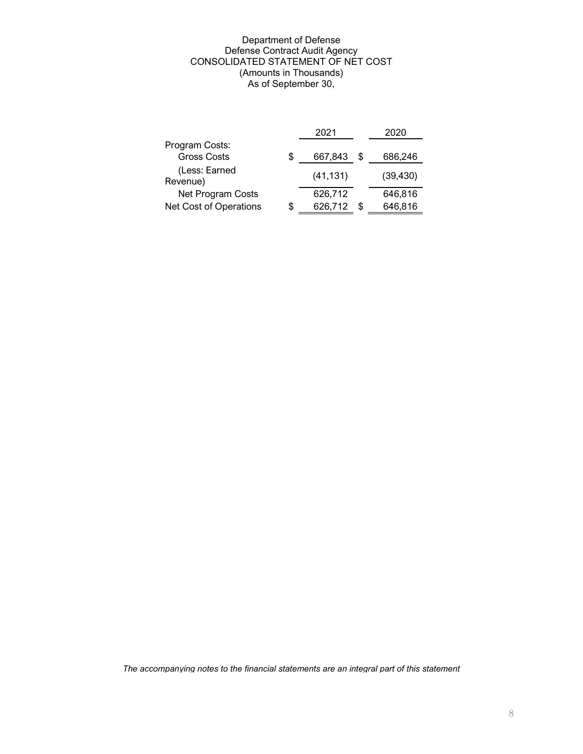Department of Defense
Defense Contract Audit Agency
CONSOLIDATED STATEMENT OF NET COST
(Amounts in Thousands)
As of September 30,

| | 2021 | 2020 |
|---|---|---|
| Program Costs: | | |
| Gross Costs | $ 667,843 | $ 686,246 |
| (Less: Earned Revenue) | (41,131) | (39,430) |
| Net Program Costs | 626,712 | 646,816 |
| Net Cost of Operations | $ 626,712 | $ 646,816 |

*The accompanying notes to the financial statements are an integral part of this statement*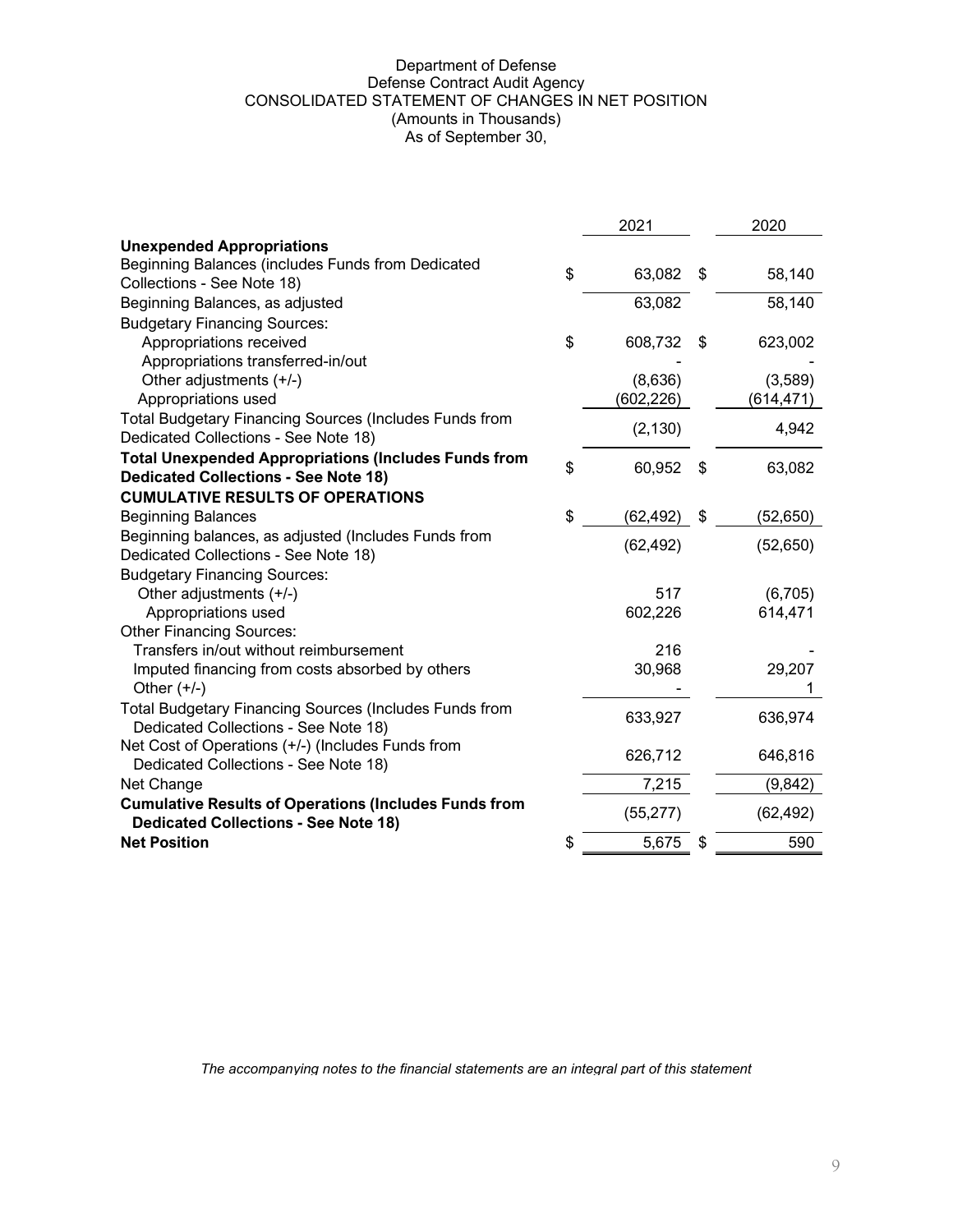Department of Defense
Defense Contract Audit Agency
CONSOLIDATED STATEMENT OF CHANGES IN NET POSITION
(Amounts in Thousands)
As of September 30,

| | 2021 | 2020 |
|---|---|---|
| **Unexpended Appropriations** | | |
| Beginning Balances (includes Funds from Dedicated Collections - See Note 18) | $ 63,082 | $ 58,140 |
| Beginning Balances, as adjusted | 63,082 | 58,140 |
| Budgetary Financing Sources: | | |
| Appropriations received | $ 608,732 | $ 623,002 |
| Appropriations transferred-in/out | - | - |
| Other adjustments (+/-) | (8,636) | (3,589) |
| Appropriations used | (602,226) | (614,471) |
| Total Budgetary Financing Sources (Includes Funds from Dedicated Collections - See Note 18) | (2,130) | 4,942 |
| **Total Unexpended Appropriations (Includes Funds from Dedicated Collections - See Note 18)** | $ 60,952 | $ 63,082 |
| **CUMULATIVE RESULTS OF OPERATIONS** | | |
| Beginning Balances | $ (62,492) | $ (52,650) |
| Beginning balances, as adjusted (Includes Funds from Dedicated Collections - See Note 18) | (62,492) | (52,650) |
| Budgetary Financing Sources: | | |
| Other adjustments (+/-) | 517 | (6,705) |
| Appropriations used | 602,226 | 614,471 |
| Other Financing Sources: | | |
| Transfers in/out without reimbursement | 216 | - |
| Imputed financing from costs absorbed by others | 30,968 | 29,207 |
| Other (+/-) | - | 1 |
| Total Budgetary Financing Sources (Includes Funds from Dedicated Collections - See Note 18) | 633,927 | 636,974 |
| Net Cost of Operations (+/-) (Includes Funds from Dedicated Collections - See Note 18) | 626,712 | 646,816 |
| Net Change | 7,215 | (9,842) |
| **Cumulative Results of Operations (Includes Funds from Dedicated Collections - See Note 18)** | (55,277) | (62,492) |
| **Net Position** | $ 5,675 | $ 590 |

*The accompanying notes to the financial statements are an integral part of this statement*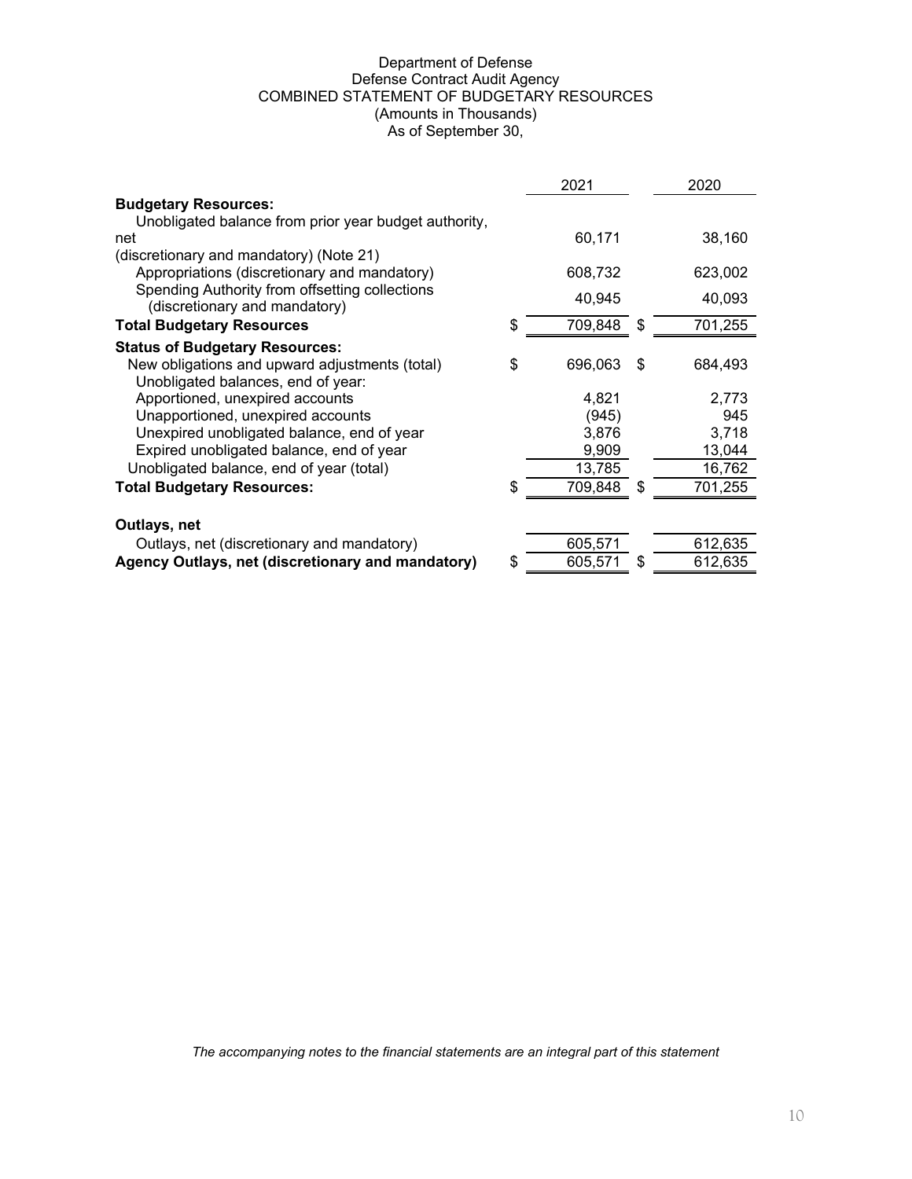Department of Defense
Defense Contract Audit Agency
COMBINED STATEMENT OF BUDGETARY RESOURCES
(Amounts in Thousands)
As of September 30,

| | 2021 | 2020 |
|---|---|---|
| **Budgetary Resources:** | | |
| Unobligated balance from prior year budget authority, net (discretionary and mandatory) (Note 21) | 60,171 | 38,160 |
| Appropriations (discretionary and mandatory) | 608,732 | 623,002 |
| Spending Authority from offsetting collections (discretionary and mandatory) | 40,945 | 40,093 |
| **Total Budgetary Resources** | $ 709,848 | $ 701,255 |
| **Status of Budgetary Resources:** | | |
| New obligations and upward adjustments (total) | $ 696,063 | $ 684,493 |
| Unobligated balances, end of year: | | |
| Apportioned, unexpired accounts | 4,821 | 2,773 |
| Unapportioned, unexpired accounts | (945) | 945 |
| Unexpired unobligated balance, end of year | 3,876 | 3,718 |
| Expired unobligated balance, end of year | 9,909 | 13,044 |
| Unobligated balance, end of year (total) | 13,785 | 16,762 |
| **Total Budgetary Resources:** | $ 709,848 | $ 701,255 |
| **Outlays, net** | | |
| Outlays, net (discretionary and mandatory) | 605,571 | 612,635 |
| **Agency Outlays, net (discretionary and mandatory)** | $ 605,571 | $ 612,635 |

*The accompanying notes to the financial statements are an integral part of this statement*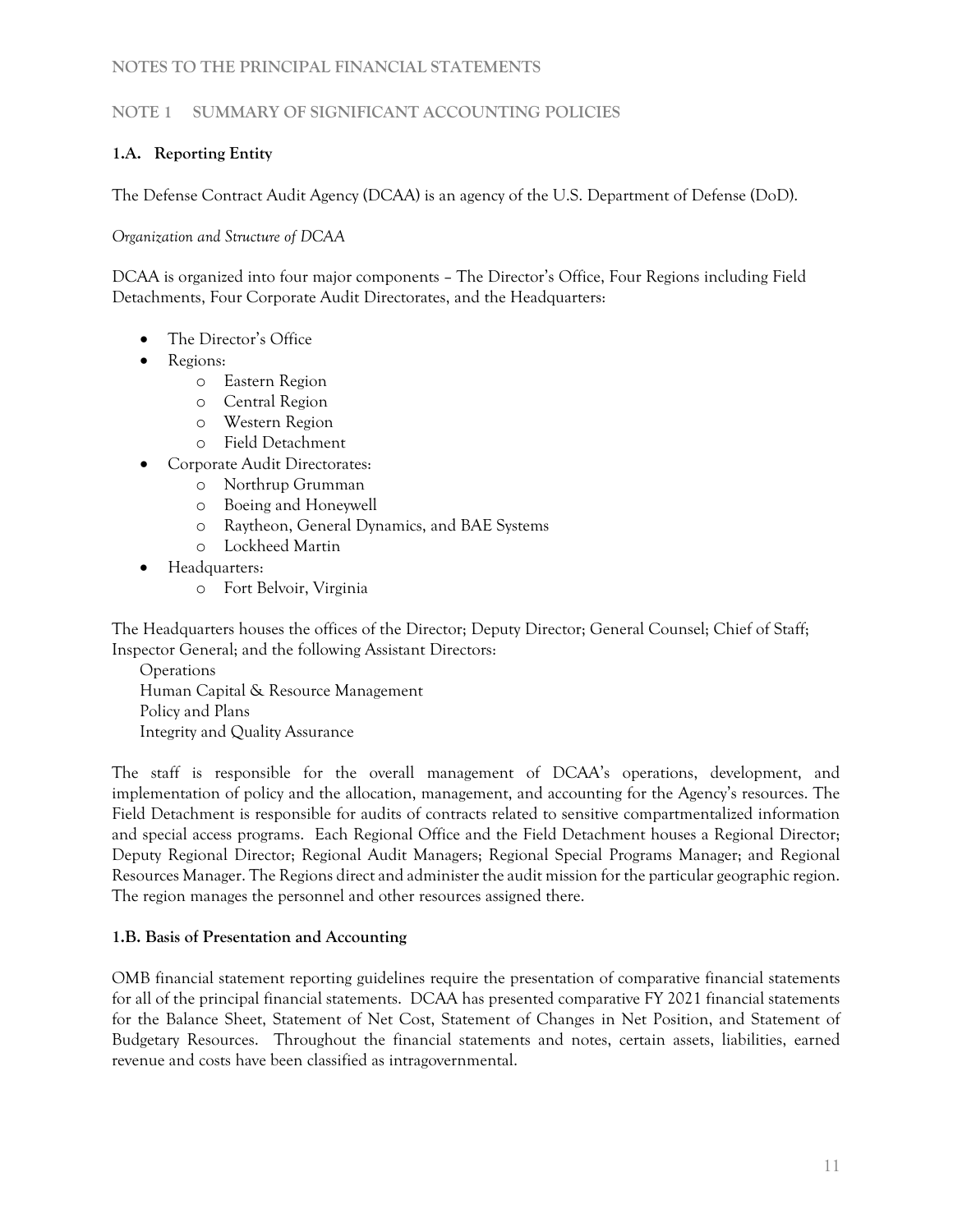## NOTES TO THE PRINCIPAL FINANCIAL STATEMENTS

## NOTE 1 SUMMARY OF SIGNIFICANT ACCOUNTING POLICIES

### 1.A. Reporting Entity

The Defense Contract Audit Agency (DCAA) is an agency of the U.S. Department of Defense (DoD).

*Organization and Structure of DCAA*

DCAA is organized into four major components – The Director's Office, Four Regions including Field Detachments, Four Corporate Audit Directorates, and the Headquarters:

- The Director's Office
- Regions:
  - Eastern Region
  - Central Region
  - Western Region
  - Field Detachment
- Corporate Audit Directorates:
  - Northrup Grumman
  - Boeing and Honeywell
  - Raytheon, General Dynamics, and BAE Systems
  - Lockheed Martin
- Headquarters:
  - Fort Belvoir, Virginia

The Headquarters houses the offices of the Director; Deputy Director; General Counsel; Chief of Staff; Inspector General; and the following Assistant Directors:

Operations
Human Capital & Resource Management
Policy and Plans
Integrity and Quality Assurance

The staff is responsible for the overall management of DCAA's operations, development, and implementation of policy and the allocation, management, and accounting for the Agency's resources. The Field Detachment is responsible for audits of contracts related to sensitive compartmentalized information and special access programs. Each Regional Office and the Field Detachment houses a Regional Director; Deputy Regional Director; Regional Audit Managers; Regional Special Programs Manager; and Regional Resources Manager. The Regions direct and administer the audit mission for the particular geographic region. The region manages the personnel and other resources assigned there.

### 1.B. Basis of Presentation and Accounting

OMB financial statement reporting guidelines require the presentation of comparative financial statements for all of the principal financial statements. DCAA has presented comparative FY 2021 financial statements for the Balance Sheet, Statement of Net Cost, Statement of Changes in Net Position, and Statement of Budgetary Resources. Throughout the financial statements and notes, certain assets, liabilities, earned revenue and costs have been classified as intragovernmental.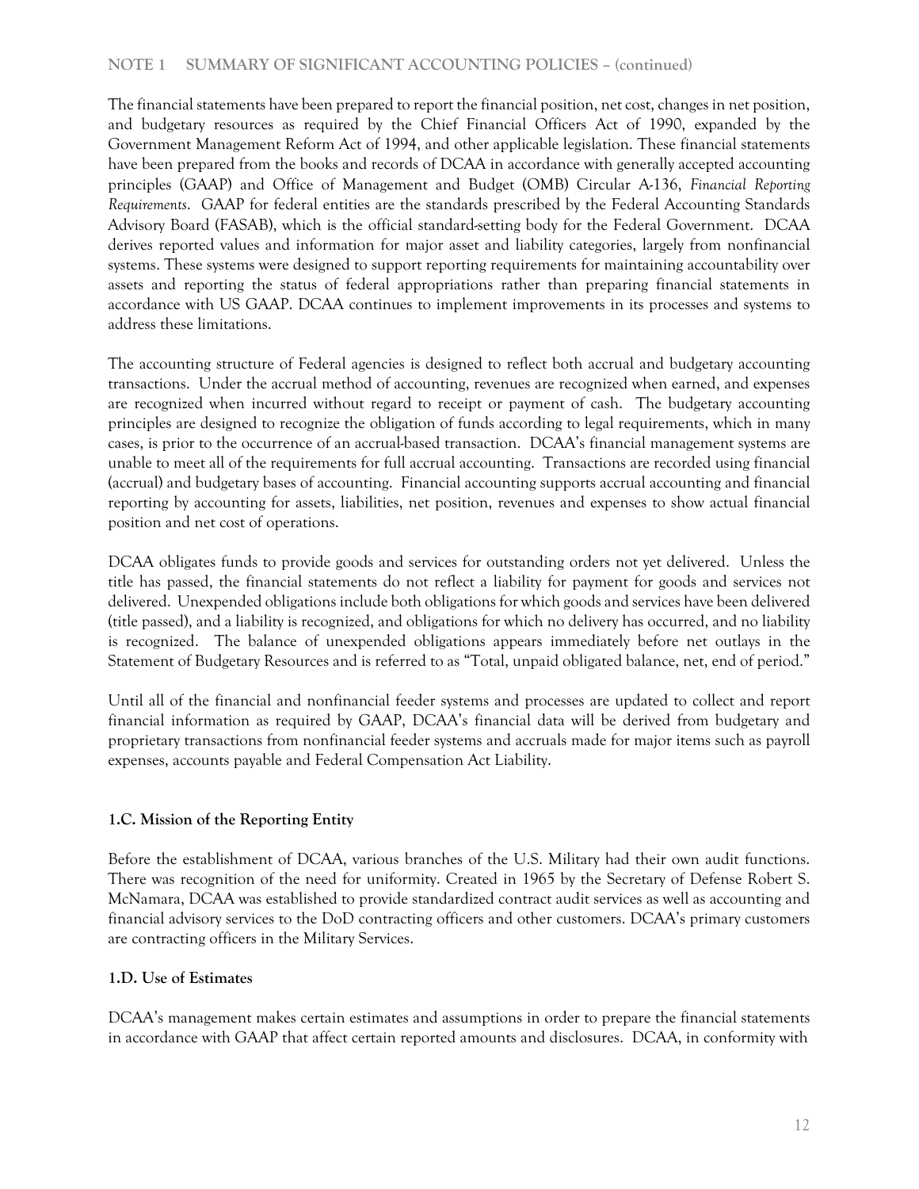**NOTE 1 SUMMARY OF SIGNIFICANT ACCOUNTING POLICIES – (continued)**

The financial statements have been prepared to report the financial position, net cost, changes in net position, and budgetary resources as required by the Chief Financial Officers Act of 1990, expanded by the Government Management Reform Act of 1994, and other applicable legislation. These financial statements have been prepared from the books and records of DCAA in accordance with generally accepted accounting principles (GAAP) and Office of Management and Budget (OMB) Circular A-136, *Financial Reporting Requirements*. GAAP for federal entities are the standards prescribed by the Federal Accounting Standards Advisory Board (FASAB), which is the official standard-setting body for the Federal Government. DCAA derives reported values and information for major asset and liability categories, largely from nonfinancial systems. These systems were designed to support reporting requirements for maintaining accountability over assets and reporting the status of federal appropriations rather than preparing financial statements in accordance with US GAAP. DCAA continues to implement improvements in its processes and systems to address these limitations.

The accounting structure of Federal agencies is designed to reflect both accrual and budgetary accounting transactions. Under the accrual method of accounting, revenues are recognized when earned, and expenses are recognized when incurred without regard to receipt or payment of cash. The budgetary accounting principles are designed to recognize the obligation of funds according to legal requirements, which in many cases, is prior to the occurrence of an accrual-based transaction. DCAA's financial management systems are unable to meet all of the requirements for full accrual accounting. Transactions are recorded using financial (accrual) and budgetary bases of accounting. Financial accounting supports accrual accounting and financial reporting by accounting for assets, liabilities, net position, revenues and expenses to show actual financial position and net cost of operations.

DCAA obligates funds to provide goods and services for outstanding orders not yet delivered. Unless the title has passed, the financial statements do not reflect a liability for payment for goods and services not delivered. Unexpended obligations include both obligations for which goods and services have been delivered (title passed), and a liability is recognized, and obligations for which no delivery has occurred, and no liability is recognized. The balance of unexpended obligations appears immediately before net outlays in the Statement of Budgetary Resources and is referred to as "Total, unpaid obligated balance, net, end of period."

Until all of the financial and nonfinancial feeder systems and processes are updated to collect and report financial information as required by GAAP, DCAA's financial data will be derived from budgetary and proprietary transactions from nonfinancial feeder systems and accruals made for major items such as payroll expenses, accounts payable and Federal Compensation Act Liability.

### 1.C. Mission of the Reporting Entity

Before the establishment of DCAA, various branches of the U.S. Military had their own audit functions. There was recognition of the need for uniformity. Created in 1965 by the Secretary of Defense Robert S. McNamara, DCAA was established to provide standardized contract audit services as well as accounting and financial advisory services to the DoD contracting officers and other customers. DCAA's primary customers are contracting officers in the Military Services.

### 1.D. Use of Estimates

DCAA's management makes certain estimates and assumptions in order to prepare the financial statements in accordance with GAAP that affect certain reported amounts and disclosures. DCAA, in conformity with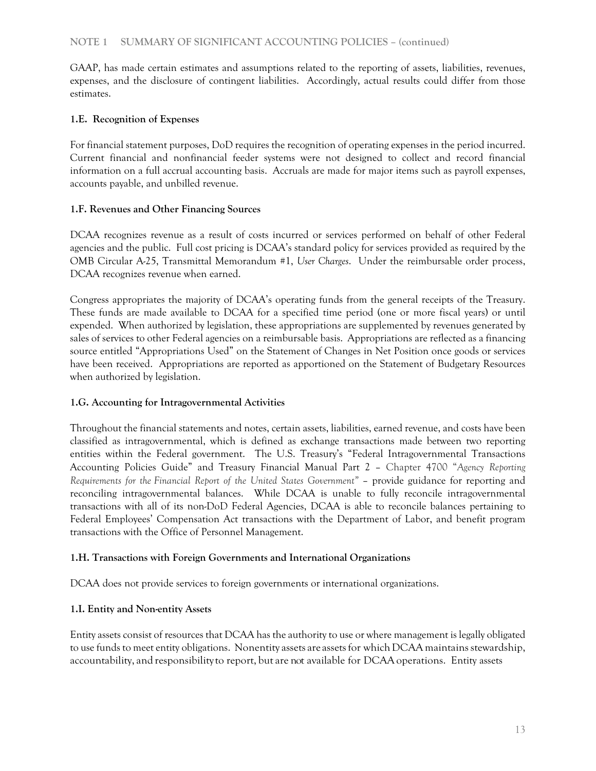GAAP, has made certain estimates and assumptions related to the reporting of assets, liabilities, revenues, expenses, and the disclosure of contingent liabilities. Accordingly, actual results could differ from those estimates.

### 1.E. Recognition of Expenses

For financial statement purposes, DoD requires the recognition of operating expenses in the period incurred. Current financial and nonfinancial feeder systems were not designed to collect and record financial information on a full accrual accounting basis. Accruals are made for major items such as payroll expenses, accounts payable, and unbilled revenue.

### 1.F. Revenues and Other Financing Sources

DCAA recognizes revenue as a result of costs incurred or services performed on behalf of other Federal agencies and the public. Full cost pricing is DCAA's standard policy for services provided as required by the OMB Circular A-25, Transmittal Memorandum #1, *User Charges*. Under the reimbursable order process, DCAA recognizes revenue when earned.

Congress appropriates the majority of DCAA's operating funds from the general receipts of the Treasury. These funds are made available to DCAA for a specified time period (one or more fiscal years) or until expended. When authorized by legislation, these appropriations are supplemented by revenues generated by sales of services to other Federal agencies on a reimbursable basis. Appropriations are reflected as a financing source entitled "Appropriations Used" on the Statement of Changes in Net Position once goods or services have been received. Appropriations are reported as apportioned on the Statement of Budgetary Resources when authorized by legislation.

### 1.G. Accounting for Intragovernmental Activities

Throughout the financial statements and notes, certain assets, liabilities, earned revenue, and costs have been classified as intragovernmental, which is defined as exchange transactions made between two reporting entities within the Federal government. The U.S. Treasury's "Federal Intragovernmental Transactions Accounting Policies Guide" and Treasury Financial Manual Part 2 – Chapter 4700 "*Agency Reporting Requirements for the Financial Report of the United States Government*" – provide guidance for reporting and reconciling intragovernmental balances. While DCAA is unable to fully reconcile intragovernmental transactions with all of its non-DoD Federal Agencies, DCAA is able to reconcile balances pertaining to Federal Employees' Compensation Act transactions with the Department of Labor, and benefit program transactions with the Office of Personnel Management.

### 1.H. Transactions with Foreign Governments and International Organizations

DCAA does not provide services to foreign governments or international organizations.

### 1.I. Entity and Non-entity Assets

Entity assets consist of resources that DCAA has the authority to use or where management is legally obligated to use funds to meet entity obligations. Nonentity assets are assets for which DCAA maintains stewardship, accountability, and responsibility to report, but are not available for DCAA operations. Entity assets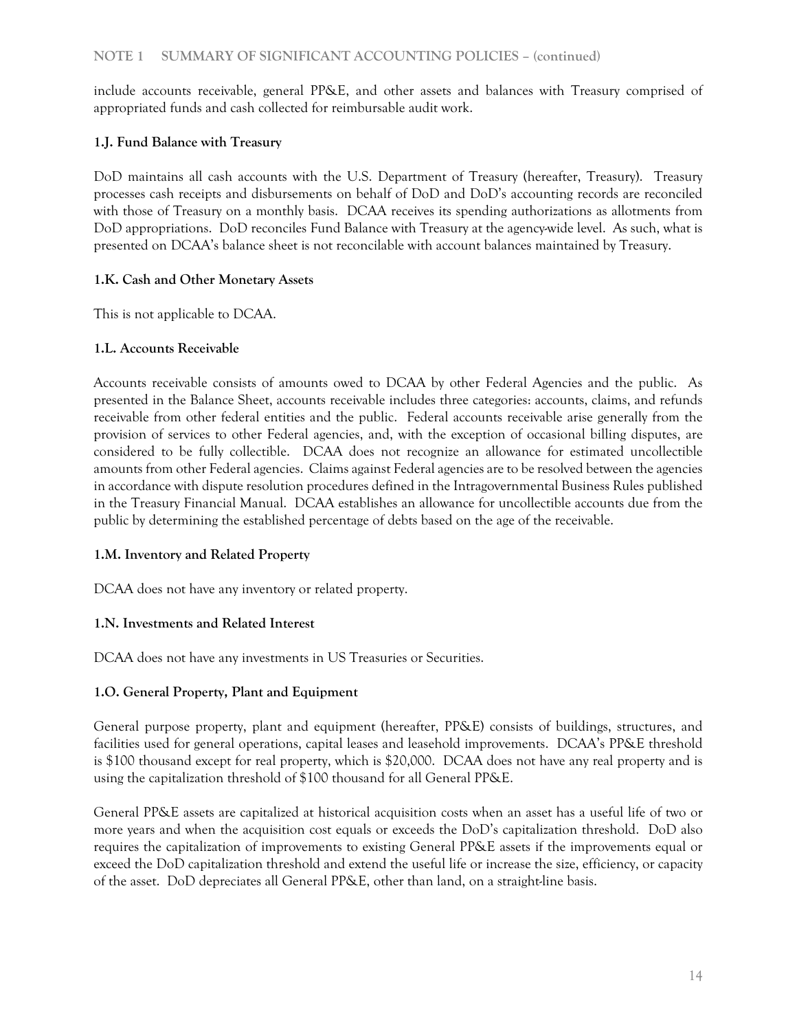include accounts receivable, general PP&E, and other assets and balances with Treasury comprised of appropriated funds and cash collected for reimbursable audit work.

### 1.J. Fund Balance with Treasury

DoD maintains all cash accounts with the U.S. Department of Treasury (hereafter, Treasury). Treasury processes cash receipts and disbursements on behalf of DoD and DoD's accounting records are reconciled with those of Treasury on a monthly basis. DCAA receives its spending authorizations as allotments from DoD appropriations. DoD reconciles Fund Balance with Treasury at the agency-wide level. As such, what is presented on DCAA's balance sheet is not reconcilable with account balances maintained by Treasury.

### 1.K. Cash and Other Monetary Assets

This is not applicable to DCAA.

### 1.L. Accounts Receivable

Accounts receivable consists of amounts owed to DCAA by other Federal Agencies and the public. As presented in the Balance Sheet, accounts receivable includes three categories: accounts, claims, and refunds receivable from other federal entities and the public. Federal accounts receivable arise generally from the provision of services to other Federal agencies, and, with the exception of occasional billing disputes, are considered to be fully collectible. DCAA does not recognize an allowance for estimated uncollectible amounts from other Federal agencies. Claims against Federal agencies are to be resolved between the agencies in accordance with dispute resolution procedures defined in the Intragovernmental Business Rules published in the Treasury Financial Manual. DCAA establishes an allowance for uncollectible accounts due from the public by determining the established percentage of debts based on the age of the receivable.

### 1.M. Inventory and Related Property

DCAA does not have any inventory or related property.

### 1.N. Investments and Related Interest

DCAA does not have any investments in US Treasuries or Securities.

### 1.O. General Property, Plant and Equipment

General purpose property, plant and equipment (hereafter, PP&E) consists of buildings, structures, and facilities used for general operations, capital leases and leasehold improvements. DCAA's PP&E threshold is $100 thousand except for real property, which is $20,000. DCAA does not have any real property and is using the capitalization threshold of $100 thousand for all General PP&E.

General PP&E assets are capitalized at historical acquisition costs when an asset has a useful life of two or more years and when the acquisition cost equals or exceeds the DoD's capitalization threshold. DoD also requires the capitalization of improvements to existing General PP&E assets if the improvements equal or exceed the DoD capitalization threshold and extend the useful life or increase the size, efficiency, or capacity of the asset. DoD depreciates all General PP&E, other than land, on a straight-line basis.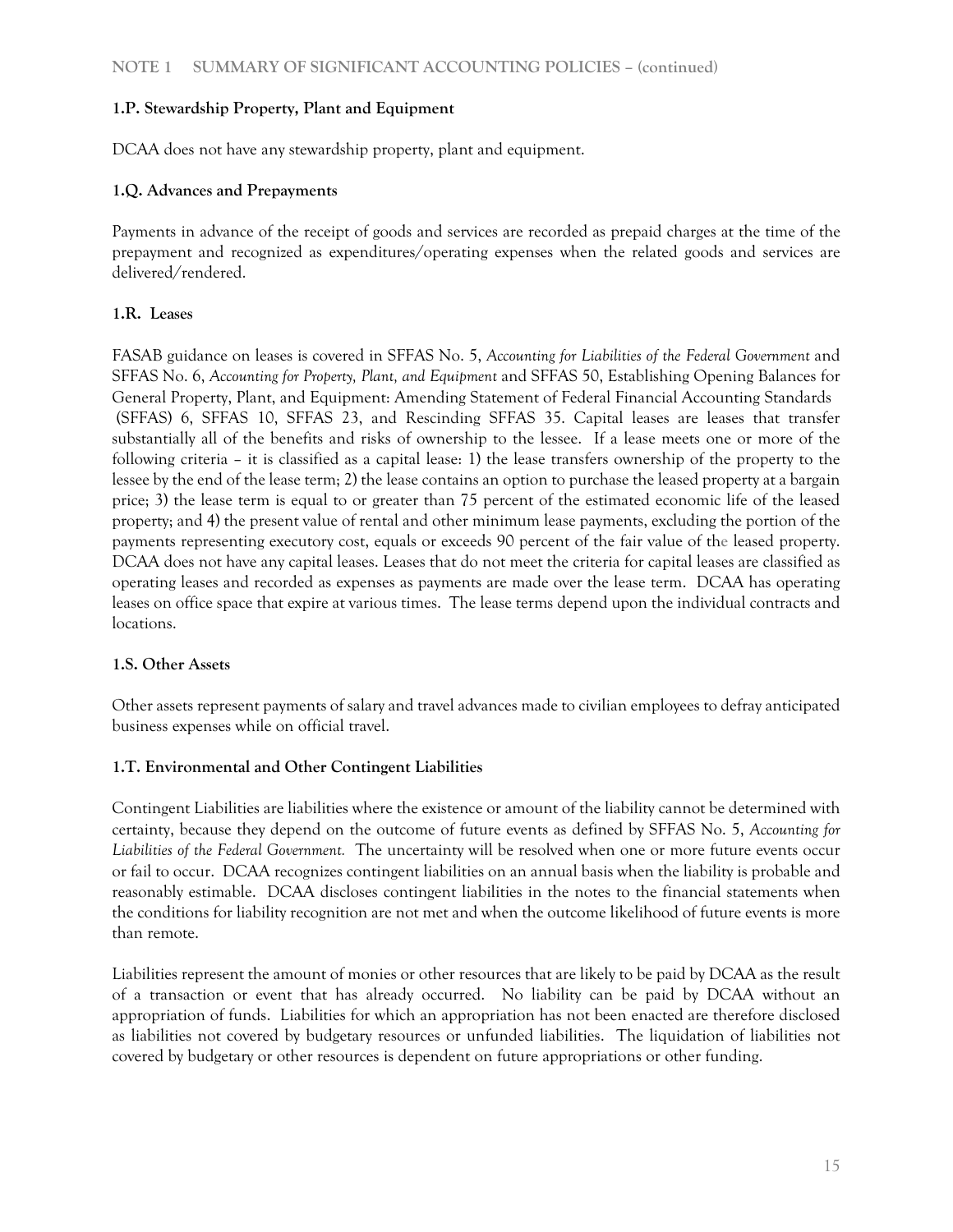## NOTE 1 SUMMARY OF SIGNIFICANT ACCOUNTING POLICIES – (continued)

### 1.P. Stewardship Property, Plant and Equipment

DCAA does not have any stewardship property, plant and equipment.

### 1.Q. Advances and Prepayments

Payments in advance of the receipt of goods and services are recorded as prepaid charges at the time of the prepayment and recognized as expenditures/operating expenses when the related goods and services are delivered/rendered.

### 1.R. Leases

FASAB guidance on leases is covered in SFFAS No. 5, *Accounting for Liabilities of the Federal Government* and SFFAS No. 6, *Accounting for Property, Plant, and Equipment* and SFFAS 50, Establishing Opening Balances for General Property, Plant, and Equipment: Amending Statement of Federal Financial Accounting Standards (SFFAS) 6, SFFAS 10, SFFAS 23, and Rescinding SFFAS 35. Capital leases are leases that transfer substantially all of the benefits and risks of ownership to the lessee. If a lease meets one or more of the following criteria – it is classified as a capital lease: 1) the lease transfers ownership of the property to the lessee by the end of the lease term; 2) the lease contains an option to purchase the leased property at a bargain price; 3) the lease term is equal to or greater than 75 percent of the estimated economic life of the leased property; and 4) the present value of rental and other minimum lease payments, excluding the portion of the payments representing executory cost, equals or exceeds 90 percent of the fair value of the leased property. DCAA does not have any capital leases. Leases that do not meet the criteria for capital leases are classified as operating leases and recorded as expenses as payments are made over the lease term. DCAA has operating leases on office space that expire at various times. The lease terms depend upon the individual contracts and locations.

### 1.S. Other Assets

Other assets represent payments of salary and travel advances made to civilian employees to defray anticipated business expenses while on official travel.

### 1.T. Environmental and Other Contingent Liabilities

Contingent Liabilities are liabilities where the existence or amount of the liability cannot be determined with certainty, because they depend on the outcome of future events as defined by SFFAS No. 5, *Accounting for Liabilities of the Federal Government.* The uncertainty will be resolved when one or more future events occur or fail to occur. DCAA recognizes contingent liabilities on an annual basis when the liability is probable and reasonably estimable. DCAA discloses contingent liabilities in the notes to the financial statements when the conditions for liability recognition are not met and when the outcome likelihood of future events is more than remote.

Liabilities represent the amount of monies or other resources that are likely to be paid by DCAA as the result of a transaction or event that has already occurred. No liability can be paid by DCAA without an appropriation of funds. Liabilities for which an appropriation has not been enacted are therefore disclosed as liabilities not covered by budgetary resources or unfunded liabilities. The liquidation of liabilities not covered by budgetary or other resources is dependent on future appropriations or other funding.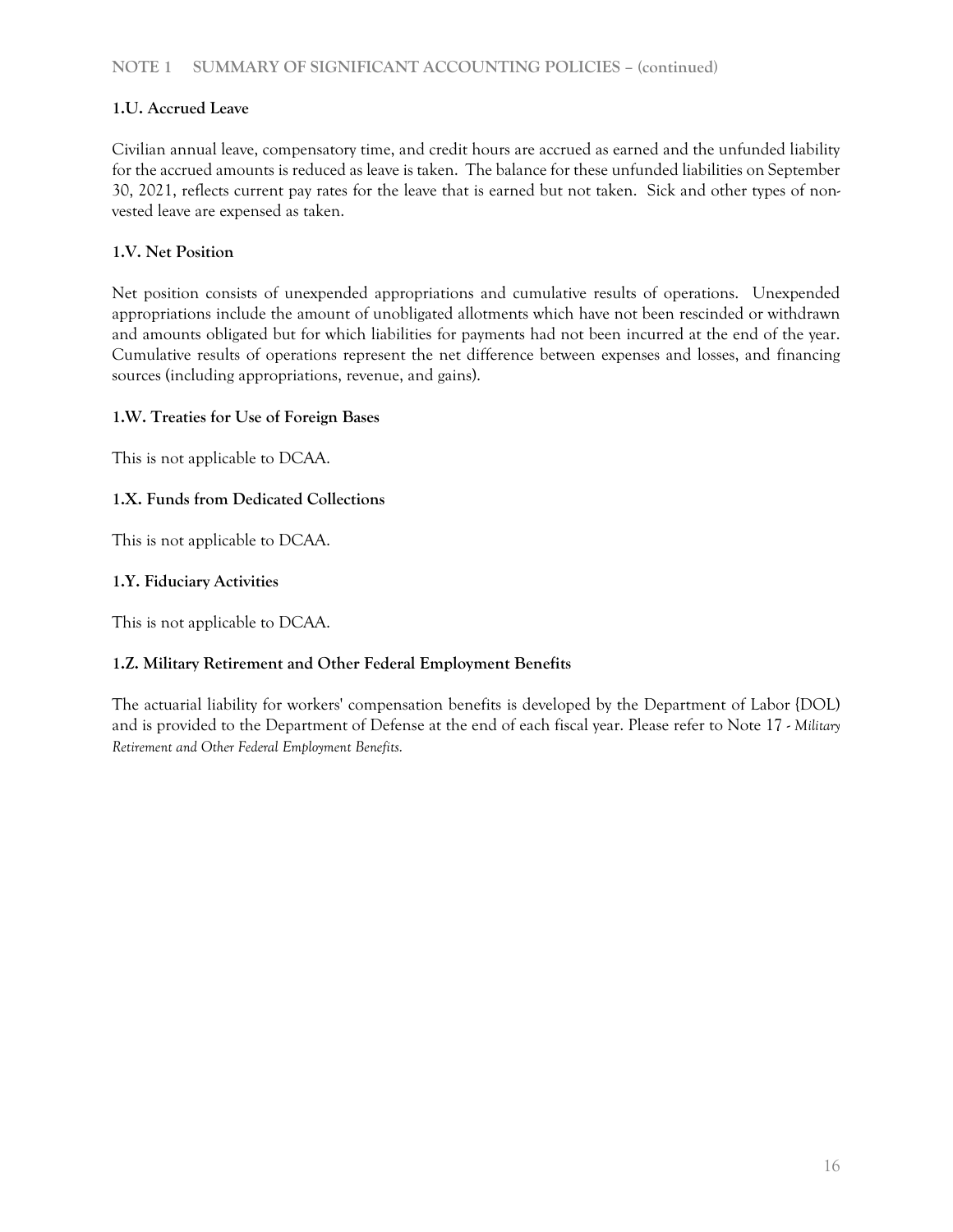NOTE 1 SUMMARY OF SIGNIFICANT ACCOUNTING POLICIES – (continued)

**1.U. Accrued Leave**

Civilian annual leave, compensatory time, and credit hours are accrued as earned and the unfunded liability for the accrued amounts is reduced as leave is taken. The balance for these unfunded liabilities on September 30, 2021, reflects current pay rates for the leave that is earned but not taken. Sick and other types of non-vested leave are expensed as taken.

**1.V. Net Position**

Net position consists of unexpended appropriations and cumulative results of operations. Unexpended appropriations include the amount of unobligated allotments which have not been rescinded or withdrawn and amounts obligated but for which liabilities for payments had not been incurred at the end of the year. Cumulative results of operations represent the net difference between expenses and losses, and financing sources (including appropriations, revenue, and gains).

**1.W. Treaties for Use of Foreign Bases**

This is not applicable to DCAA.

**1.X. Funds from Dedicated Collections**

This is not applicable to DCAA.

**1.Y. Fiduciary Activities**

This is not applicable to DCAA.

**1.Z. Military Retirement and Other Federal Employment Benefits**

The actuarial liability for workers' compensation benefits is developed by the Department of Labor {DOL) and is provided to the Department of Defense at the end of each fiscal year. Please refer to Note 17 *- Military Retirement and Other Federal Employment Benefits.*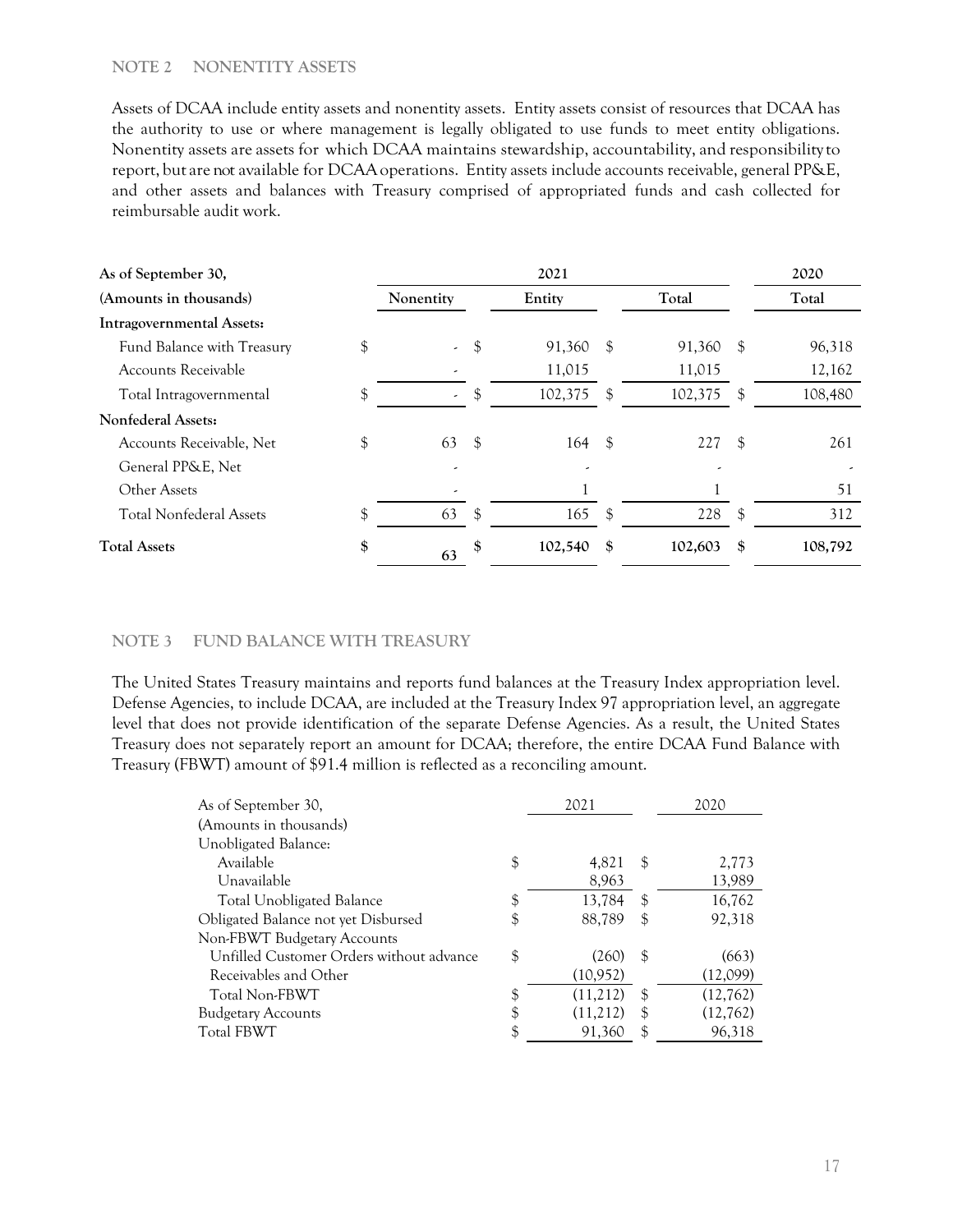## NOTE 2 NONENTITY ASSETS

Assets of DCAA include entity assets and nonentity assets. Entity assets consist of resources that DCAA has the authority to use or where management is legally obligated to use funds to meet entity obligations. Nonentity assets are assets for which DCAA maintains stewardship, accountability, and responsibility to report, but are not available for DCAA operations. Entity assets include accounts receivable, general PP&E, and other assets and balances with Treasury comprised of appropriated funds and cash collected for reimbursable audit work.

| As of September 30, | 2021 | | | 2020 |
|---|---|---|---|---|
| (Amounts in thousands) | Nonentity | Entity | Total | Total |
| **Intragovernmental Assets:** | | | | |
| Fund Balance with Treasury | $ - | $ 91,360 | $ 91,360 | $ 96,318 |
| Accounts Receivable | - | 11,015 | 11,015 | 12,162 |
| Total Intragovernmental | $ - | $ 102,375 | $ 102,375 | $ 108,480 |
| **Nonfederal Assets:** | | | | |
| Accounts Receivable, Net | $ 63 | $ 164 | $ 227 | $ 261 |
| General PP&E, Net | - | - | - | - |
| Other Assets | - | 1 | 1 | 51 |
| Total Nonfederal Assets | $ 63 | $ 165 | $ 228 | $ 312 |
| **Total Assets** | **$ 63** | **$ 102,540** | **$ 102,603** | **$ 108,792** |

## NOTE 3 FUND BALANCE WITH TREASURY

The United States Treasury maintains and reports fund balances at the Treasury Index appropriation level. Defense Agencies, to include DCAA, are included at the Treasury Index 97 appropriation level, an aggregate level that does not provide identification of the separate Defense Agencies. As a result, the United States Treasury does not separately report an amount for DCAA; therefore, the entire DCAA Fund Balance with Treasury (FBWT) amount of $91.4 million is reflected as a reconciling amount.

| As of September 30, | 2021 | 2020 |
|---|---|---|
| (Amounts in thousands) | | |
| Unobligated Balance: | | |
| Available | $ 4,821 | $ 2,773 |
| Unavailable | 8,963 | 13,989 |
| Total Unobligated Balance | $ 13,784 | $ 16,762 |
| Obligated Balance not yet Disbursed | $ 88,789 | $ 92,318 |
| Non-FBWT Budgetary Accounts | | |
| Unfilled Customer Orders without advance | $ (260) | $ (663) |
| Receivables and Other | (10,952) | (12,099) |
| Total Non-FBWT | $ (11,212) | $ (12,762) |
| Budgetary Accounts | $ (11,212) | $ (12,762) |
| Total FBWT | $ 91,360 | $ 96,318 |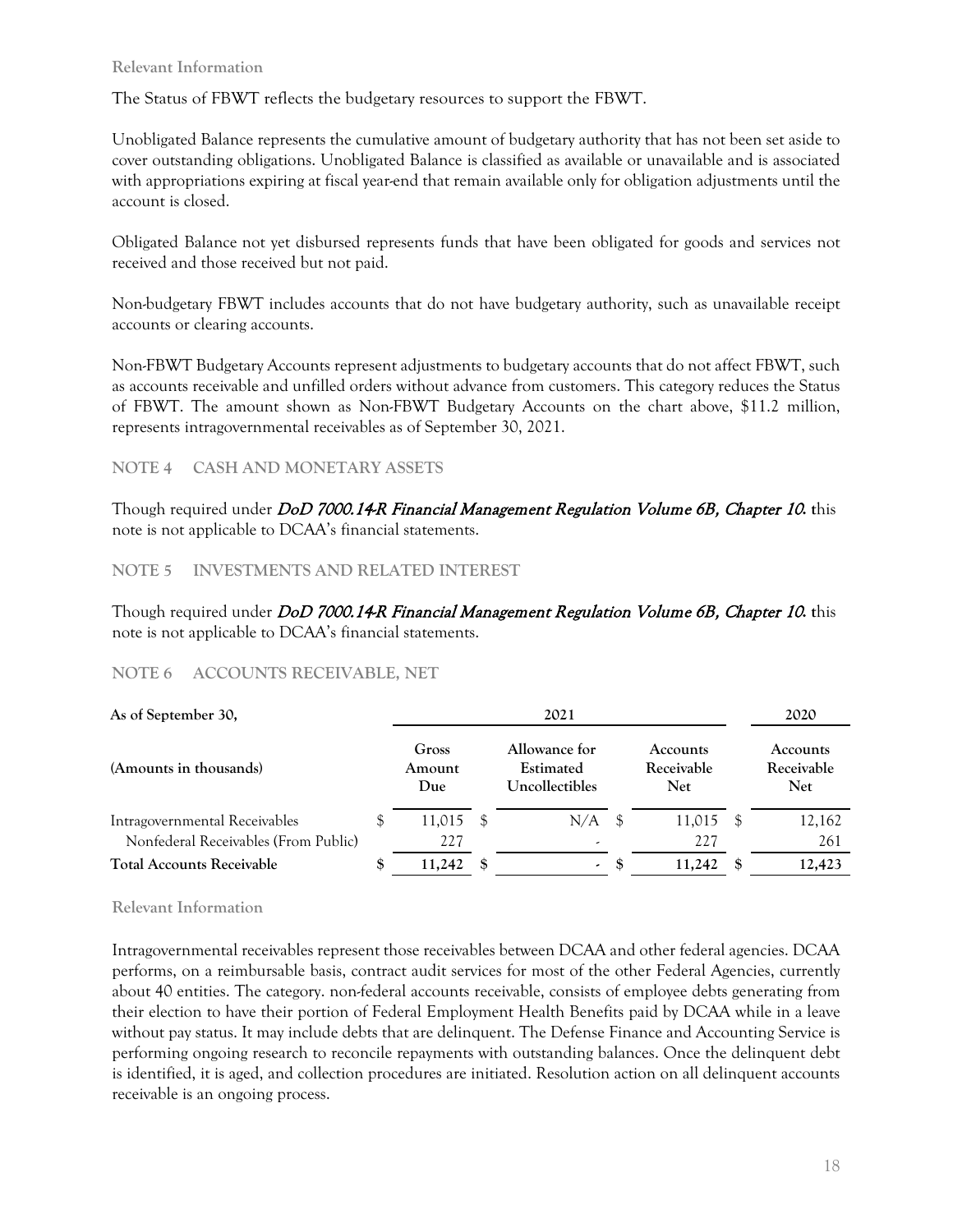### Relevant Information

The Status of FBWT reflects the budgetary resources to support the FBWT.

Unobligated Balance represents the cumulative amount of budgetary authority that has not been set aside to cover outstanding obligations. Unobligated Balance is classified as available or unavailable and is associated with appropriations expiring at fiscal year-end that remain available only for obligation adjustments until the account is closed.

Obligated Balance not yet disbursed represents funds that have been obligated for goods and services not received and those received but not paid.

Non-budgetary FBWT includes accounts that do not have budgetary authority, such as unavailable receipt accounts or clearing accounts.

Non-FBWT Budgetary Accounts represent adjustments to budgetary accounts that do not affect FBWT, such as accounts receivable and unfilled orders without advance from customers. This category reduces the Status of FBWT. The amount shown as Non-FBWT Budgetary Accounts on the chart above, $11.2 million, represents intragovernmental receivables as of September 30, 2021.

## NOTE 4 CASH AND MONETARY ASSETS

Though required under *DoD 7000.14-R Financial Management Regulation Volume 6B, Chapter 10.* this note is not applicable to DCAA's financial statements.

## NOTE 5 INVESTMENTS AND RELATED INTEREST

Though required under *DoD 7000.14-R Financial Management Regulation Volume 6B, Chapter 10.* this note is not applicable to DCAA's financial statements.

## NOTE 6 ACCOUNTS RECEIVABLE, NET

| As of September 30, | 2021 | | | 2020 |
|---|---|---|---|---|
| **(Amounts in thousands)** | **Gross Amount Due** | **Allowance for Estimated Uncollectibles** | **Accounts Receivable Net** | **Accounts Receivable Net** |
| Intragovernmental Receivables | $ 11,015 | $ N/A | $ 11,015 | $ 12,162 |
| Nonfederal Receivables (From Public) | 227 | - | 227 | 261 |
| **Total Accounts Receivable** | **$ 11,242** | **$ -** | **$ 11,242** | **$ 12,423** |

### Relevant Information

Intragovernmental receivables represent those receivables between DCAA and other federal agencies. DCAA performs, on a reimbursable basis, contract audit services for most of the other Federal Agencies, currently about 40 entities. The category. non-federal accounts receivable, consists of employee debts generating from their election to have their portion of Federal Employment Health Benefits paid by DCAA while in a leave without pay status. It may include debts that are delinquent. The Defense Finance and Accounting Service is performing ongoing research to reconcile repayments with outstanding balances. Once the delinquent debt is identified, it is aged, and collection procedures are initiated. Resolution action on all delinquent accounts receivable is an ongoing process.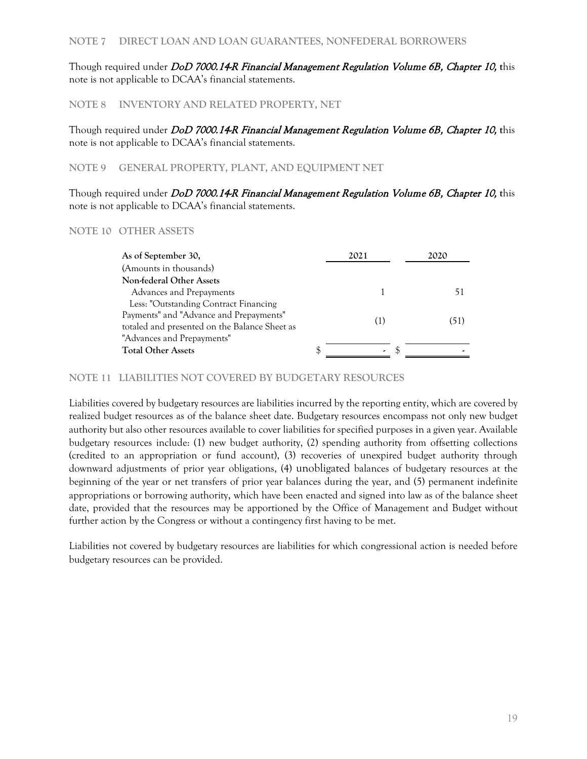## NOTE 7 DIRECT LOAN AND LOAN GUARANTEES, NONFEDERAL BORROWERS

Though required under *DoD 7000.14-R Financial Management Regulation Volume 6B, Chapter 10,* this note is not applicable to DCAA's financial statements.

## NOTE 8 INVENTORY AND RELATED PROPERTY, NET

Though required under *DoD 7000.14-R Financial Management Regulation Volume 6B, Chapter 10,* this note is not applicable to DCAA's financial statements.

## NOTE 9 GENERAL PROPERTY, PLANT, AND EQUIPMENT NET

Though required under *DoD 7000.14-R Financial Management Regulation Volume 6B, Chapter 10,* this note is not applicable to DCAA's financial statements.

## NOTE 10 OTHER ASSETS

| As of September 30, | 2021 | 2020 |
|---|---|---|
| (Amounts in thousands) | | |
| **Non-federal Other Assets** | | |
| Advances and Prepayments | 1 | 51 |
| Less: "Outstanding Contract Financing Payments" and "Advance and Prepayments" totaled and presented on the Balance Sheet as "Advances and Prepayments" | (1) | (51) |
| **Total Other Assets** | $ - | $ - |

## NOTE 11 LIABILITIES NOT COVERED BY BUDGETARY RESOURCES

Liabilities covered by budgetary resources are liabilities incurred by the reporting entity, which are covered by realized budget resources as of the balance sheet date. Budgetary resources encompass not only new budget authority but also other resources available to cover liabilities for specified purposes in a given year. Available budgetary resources include: (1) new budget authority, (2) spending authority from offsetting collections (credited to an appropriation or fund account), (3) recoveries of unexpired budget authority through downward adjustments of prior year obligations, (4) unobligated balances of budgetary resources at the beginning of the year or net transfers of prior year balances during the year, and (5) permanent indefinite appropriations or borrowing authority, which have been enacted and signed into law as of the balance sheet date, provided that the resources may be apportioned by the Office of Management and Budget without further action by the Congress or without a contingency first having to be met.

Liabilities not covered by budgetary resources are liabilities for which congressional action is needed before budgetary resources can be provided.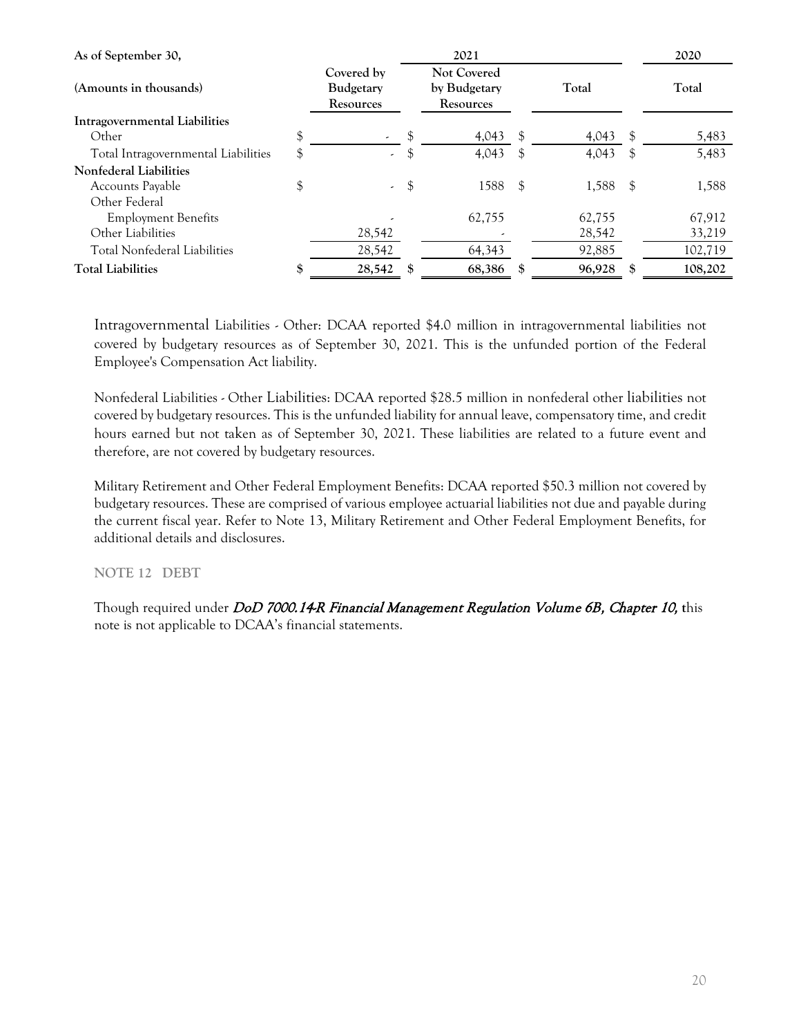| As of September 30, | 2021 | | | 2020 |
|---|---|---|---|---|
| (Amounts in thousands) | Covered by Budgetary Resources | Not Covered by Budgetary Resources | Total | Total |
| **Intragovernmental Liabilities** | | | | |
| Other | $ - | $ 4,043 | $ 4,043 | $ 5,483 |
| Total Intragovernmental Liabilities | $ - | $ 4,043 | $ 4,043 | $ 5,483 |
| **Nonfederal Liabilities** | | | | |
| Accounts Payable | $ - | $ 1588 | $ 1,588 | $ 1,588 |
| Other Federal Employment Benefits | - | 62,755 | 62,755 | 67,912 |
| Other Liabilities | 28,542 | - | 28,542 | 33,219 |
| Total Nonfederal Liabilities | 28,542 | 64,343 | 92,885 | 102,719 |
| **Total Liabilities** | **$ 28,542** | **$ 68,386** | **$ 96,928** | **$ 108,202** |

Intragovernmental Liabilities - Other: DCAA reported $4.0 million in intragovernmental liabilities not covered by budgetary resources as of September 30, 2021. This is the unfunded portion of the Federal Employee's Compensation Act liability.

Nonfederal Liabilities - Other Liabilities: DCAA reported $28.5 million in nonfederal other liabilities not covered by budgetary resources. This is the unfunded liability for annual leave, compensatory time, and credit hours earned but not taken as of September 30, 2021. These liabilities are related to a future event and therefore, are not covered by budgetary resources.

Military Retirement and Other Federal Employment Benefits: DCAA reported $50.3 million not covered by budgetary resources. These are comprised of various employee actuarial liabilities not due and payable during the current fiscal year. Refer to Note 13, Military Retirement and Other Federal Employment Benefits, for additional details and disclosures.

## NOTE 12 DEBT

Though required under *DoD 7000.14-R Financial Management Regulation Volume 6B, Chapter 10,* this note is not applicable to DCAA's financial statements.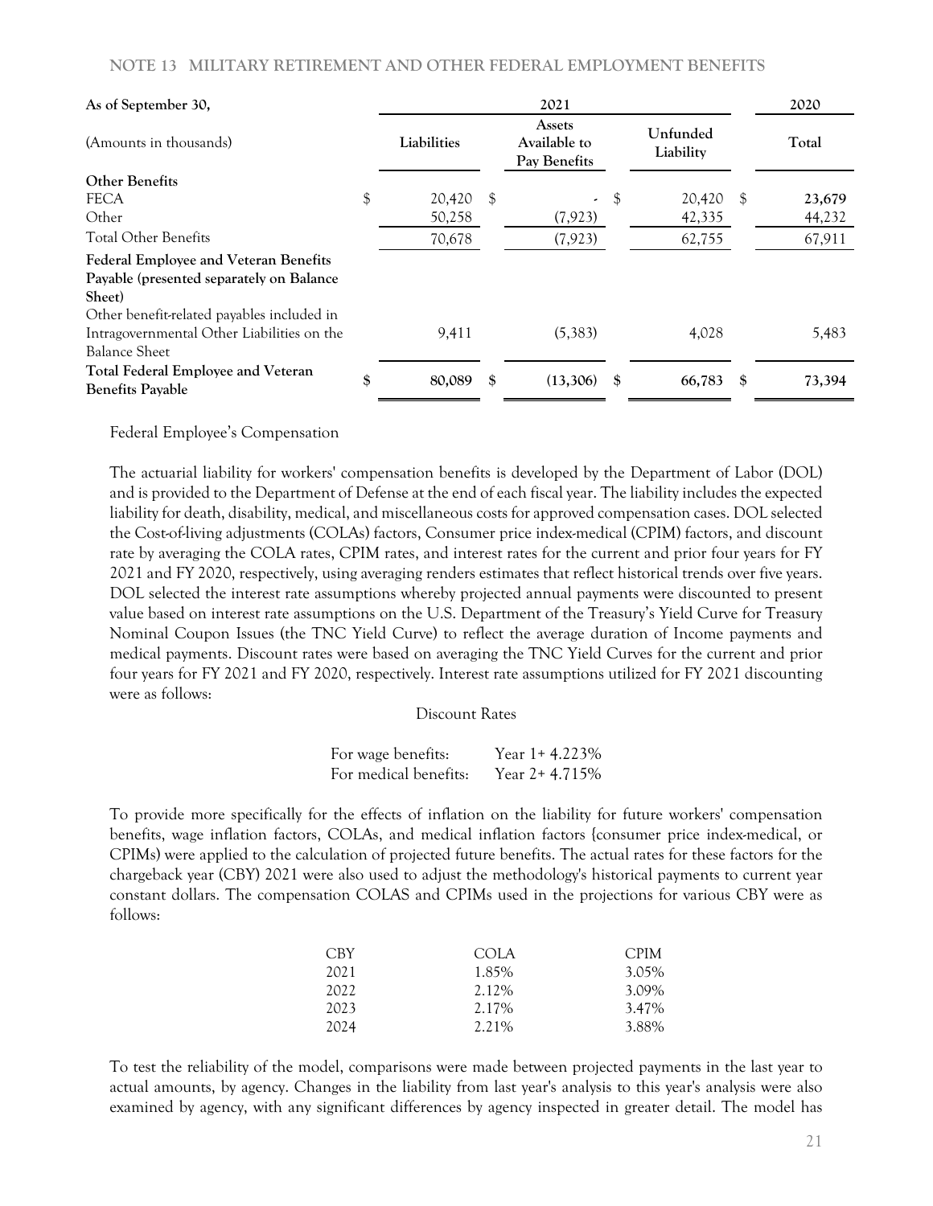NOTE 13 MILITARY RETIREMENT AND OTHER FEDERAL EMPLOYMENT BENEFITS

| As of September 30, | 2021 | | | 2020 |
|---|---|---|---|---|
| (Amounts in thousands) | Liabilities | Assets Available to Pay Benefits | Unfunded Liability | Total |
| **Other Benefits** | | | | |
| FECA | $ 20,420 | $ - | $ 20,420 | $ 23,679 |
| Other | 50,258 | (7,923) | 42,335 | 44,232 |
| Total Other Benefits | 70,678 | (7,923) | 62,755 | 67,911 |
| **Federal Employee and Veteran Benefits Payable (presented separately on Balance Sheet)** | | | | |
| Other benefit-related payables included in Intragovernmental Other Liabilities on the Balance Sheet | 9,411 | (5,383) | 4,028 | 5,483 |
| **Total Federal Employee and Veteran Benefits Payable** | **$ 80,089** | **$ (13,306)** | **$ 66,783** | **$ 73,394** |

Federal Employee's Compensation

The actuarial liability for workers' compensation benefits is developed by the Department of Labor (DOL) and is provided to the Department of Defense at the end of each fiscal year. The liability includes the expected liability for death, disability, medical, and miscellaneous costs for approved compensation cases. DOL selected the Cost-of-living adjustments (COLAs) factors, Consumer price index-medical (CPIM) factors, and discount rate by averaging the COLA rates, CPIM rates, and interest rates for the current and prior four years for FY 2021 and FY 2020, respectively, using averaging renders estimates that reflect historical trends over five years. DOL selected the interest rate assumptions whereby projected annual payments were discounted to present value based on interest rate assumptions on the U.S. Department of the Treasury's Yield Curve for Treasury Nominal Coupon Issues (the TNC Yield Curve) to reflect the average duration of Income payments and medical payments. Discount rates were based on averaging the TNC Yield Curves for the current and prior four years for FY 2021 and FY 2020, respectively. Interest rate assumptions utilized for FY 2021 discounting were as follows:

Discount Rates

| | |
|---|---|
| For wage benefits: | Year 1+ 4.223% |
| For medical benefits: | Year 2+ 4.715% |

To provide more specifically for the effects of inflation on the liability for future workers' compensation benefits, wage inflation factors, COLAs, and medical inflation factors {consumer price index-medical, or CPIMs) were applied to the calculation of projected future benefits. The actual rates for these factors for the chargeback year (CBY) 2021 were also used to adjust the methodology's historical payments to current year constant dollars. The compensation COLAS and CPIMs used in the projections for various CBY were as follows:

| CBY | COLA | CPIM |
|---|---|---|
| 2021 | 1.85% | 3.05% |
| 2022 | 2.12% | 3.09% |
| 2023 | 2.17% | 3.47% |
| 2024 | 2.21% | 3.88% |

To test the reliability of the model, comparisons were made between projected payments in the last year to actual amounts, by agency. Changes in the liability from last year's analysis to this year's analysis were also examined by agency, with any significant differences by agency inspected in greater detail. The model has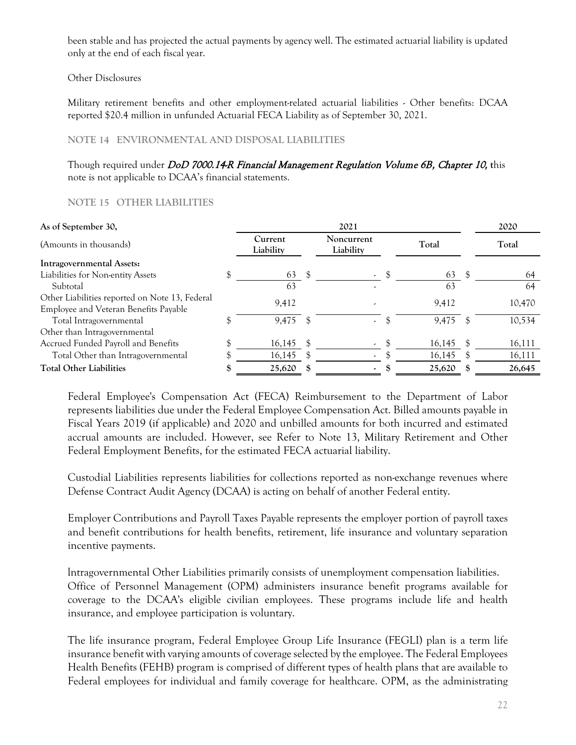been stable and has projected the actual payments by agency well. The estimated actuarial liability is updated only at the end of each fiscal year.

Other Disclosures

Military retirement benefits and other employment-related actuarial liabilities - Other benefits: DCAA reported $20.4 million in unfunded Actuarial FECA Liability as of September 30, 2021.

## NOTE 14 ENVIRONMENTAL AND DISPOSAL LIABILITIES

Though required under *DoD 7000.14-R Financial Management Regulation Volume 6B, Chapter 10,* this note is not applicable to DCAA's financial statements.

## NOTE 15 OTHER LIABILITIES

| As of September 30, | 2021 | | | 2020 |
|---|---|---|---|---|
| (Amounts in thousands) | Current Liability | Noncurrent Liability | Total | Total |
| **Intragovernmental Assets:** | | | | |
| Liabilities for Non-entity Assets | $ 63 | $ - | $ 63 | $ 64 |
| Subtotal | 63 | - | 63 | 64 |
| Other Liabilities reported on Note 13, Federal Employee and Veteran Benefits Payable | 9,412 | - | 9,412 | 10,470 |
| Total Intragovernmental | $ 9,475 | $ - | $ 9,475 | $ 10,534 |
| Other than Intragovernmental | | | | |
| Accrued Funded Payroll and Benefits | $ 16,145 | $ - | $ 16,145 | $ 16,111 |
| Total Other than Intragovernmental | $ 16,145 | $ - | $ 16,145 | $ 16,111 |
| **Total Other Liabilities** | **$ 25,620** | **$ -** | **$ 25,620** | **$ 26,645** |

Federal Employee's Compensation Act (FECA) Reimbursement to the Department of Labor represents liabilities due under the Federal Employee Compensation Act. Billed amounts payable in Fiscal Years 2019 (if applicable) and 2020 and unbilled amounts for both incurred and estimated accrual amounts are included. However, see Refer to Note 13, Military Retirement and Other Federal Employment Benefits, for the estimated FECA actuarial liability.

Custodial Liabilities represents liabilities for collections reported as non-exchange revenues where Defense Contract Audit Agency (DCAA) is acting on behalf of another Federal entity.

Employer Contributions and Payroll Taxes Payable represents the employer portion of payroll taxes and benefit contributions for health benefits, retirement, life insurance and voluntary separation incentive payments.

lntragovernmental Other Liabilities primarily consists of unemployment compensation liabilities. Office of Personnel Management (OPM) administers insurance benefit programs available for coverage to the DCAA's eligible civilian employees. These programs include life and health insurance, and employee participation is voluntary.

The life insurance program, Federal Employee Group Life Insurance (FEGLI) plan is a term life insurance benefit with varying amounts of coverage selected by the employee. The Federal Employees Health Benefits (FEHB) program is comprised of different types of health plans that are available to Federal employees for individual and family coverage for healthcare. OPM, as the administrating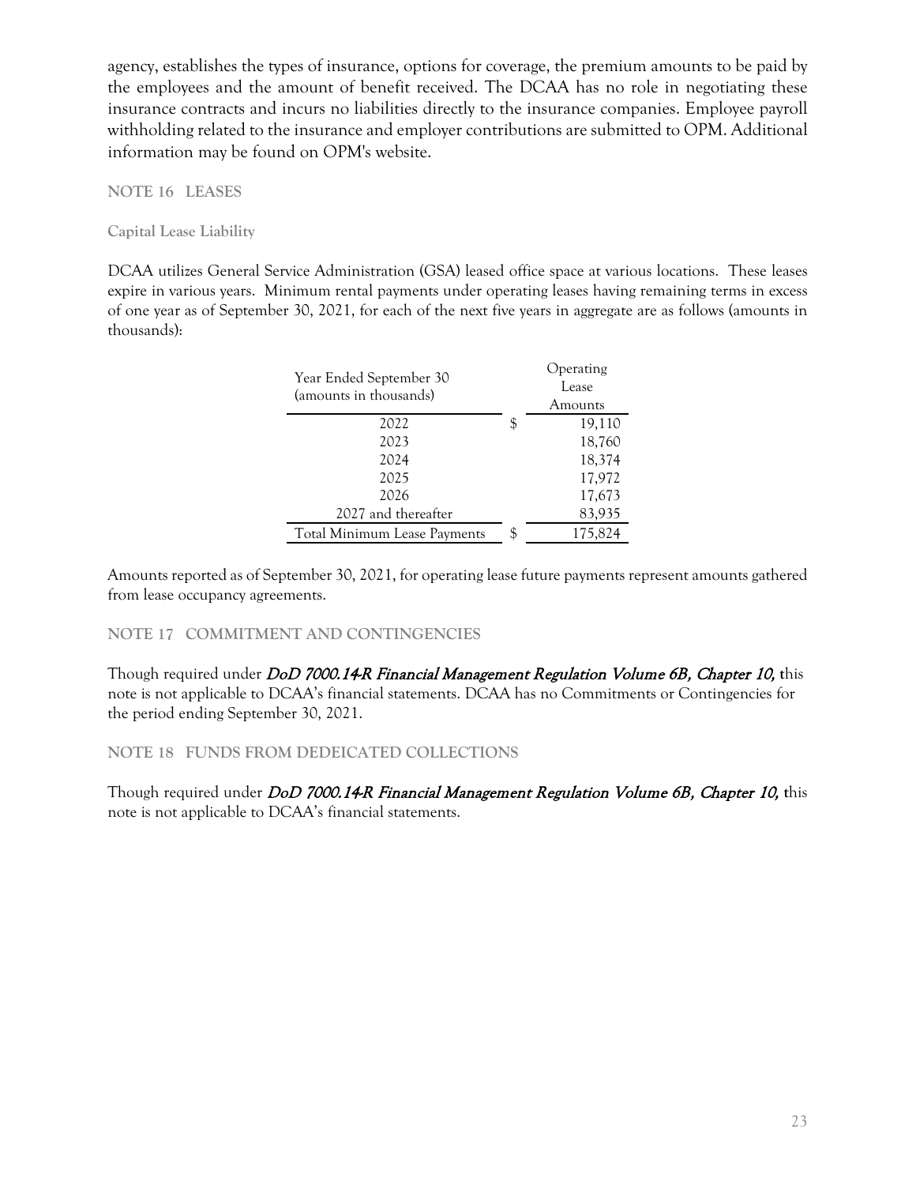agency, establishes the types of insurance, options for coverage, the premium amounts to be paid by the employees and the amount of benefit received. The DCAA has no role in negotiating these insurance contracts and incurs no liabilities directly to the insurance companies. Employee payroll withholding related to the insurance and employer contributions are submitted to OPM. Additional information may be found on OPM's website.

## NOTE 16 LEASES

### Capital Lease Liability

DCAA utilizes General Service Administration (GSA) leased office space at various locations. These leases expire in various years. Minimum rental payments under operating leases having remaining terms in excess of one year as of September 30, 2021, for each of the next five years in aggregate are as follows (amounts in thousands):

| Year Ended September 30 (amounts in thousands) | Operating Lease Amounts |
|---|---|
| 2022 | $ 19,110 |
| 2023 | 18,760 |
| 2024 | 18,374 |
| 2025 | 17,972 |
| 2026 | 17,673 |
| 2027 and thereafter | 83,935 |
| Total Minimum Lease Payments | $ 175,824 |

Amounts reported as of September 30, 2021, for operating lease future payments represent amounts gathered from lease occupancy agreements.

## NOTE 17 COMMITMENT AND CONTINGENCIES

Though required under *DoD 7000.14-R Financial Management Regulation Volume 6B, Chapter 10,* this note is not applicable to DCAA's financial statements. DCAA has no Commitments or Contingencies for the period ending September 30, 2021.

## NOTE 18 FUNDS FROM DEDEICATED COLLECTIONS

Though required under *DoD 7000.14-R Financial Management Regulation Volume 6B, Chapter 10,* this note is not applicable to DCAA's financial statements.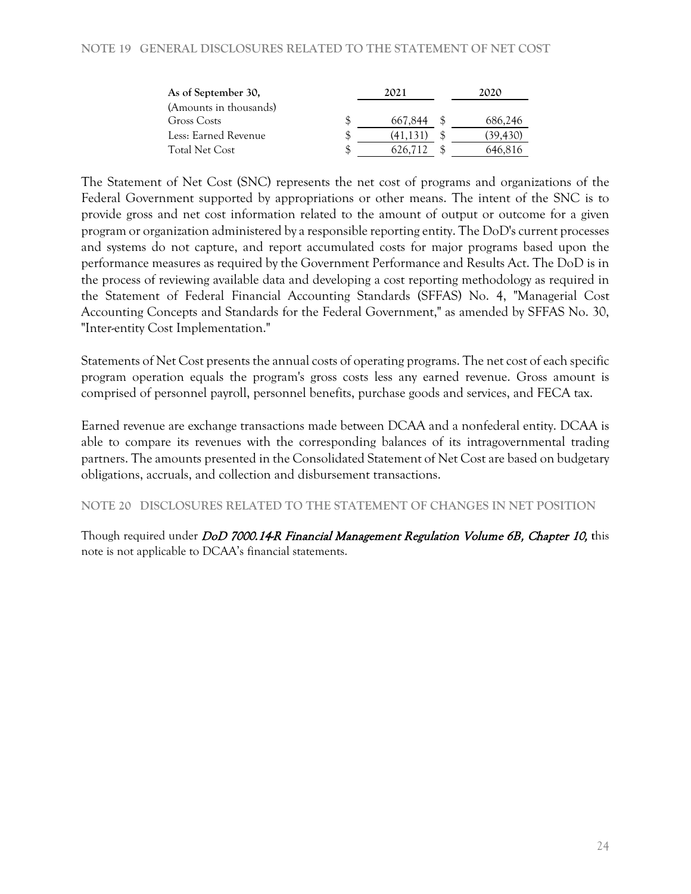## NOTE 19 GENERAL DISCLOSURES RELATED TO THE STATEMENT OF NET COST

| As of September 30, | 2021 | 2020 |
|---|---|---|
| (Amounts in thousands) | | |
| Gross Costs | $ 667,844 | $ 686,246 |
| Less: Earned Revenue | $ (41,131) | $ (39,430) |
| Total Net Cost | $ 626,712 | $ 646,816 |

The Statement of Net Cost (SNC) represents the net cost of programs and organizations of the Federal Government supported by appropriations or other means. The intent of the SNC is to provide gross and net cost information related to the amount of output or outcome for a given program or organization administered by a responsible reporting entity. The DoD's current processes and systems do not capture, and report accumulated costs for major programs based upon the performance measures as required by the Government Performance and Results Act. The DoD is in the process of reviewing available data and developing a cost reporting methodology as required in the Statement of Federal Financial Accounting Standards (SFFAS) No. 4, "Managerial Cost Accounting Concepts and Standards for the Federal Government," as amended by SFFAS No. 30, "Inter-entity Cost Implementation."

Statements of Net Cost presents the annual costs of operating programs. The net cost of each specific program operation equals the program's gross costs less any earned revenue. Gross amount is comprised of personnel payroll, personnel benefits, purchase goods and services, and FECA tax.

Earned revenue are exchange transactions made between DCAA and a nonfederal entity. DCAA is able to compare its revenues with the corresponding balances of its intragovernmental trading partners. The amounts presented in the Consolidated Statement of Net Cost are based on budgetary obligations, accruals, and collection and disbursement transactions.

## NOTE 20 DISCLOSURES RELATED TO THE STATEMENT OF CHANGES IN NET POSITION

Though required under *DoD 7000.14-R Financial Management Regulation Volume 6B, Chapter 10,* this note is not applicable to DCAA's financial statements.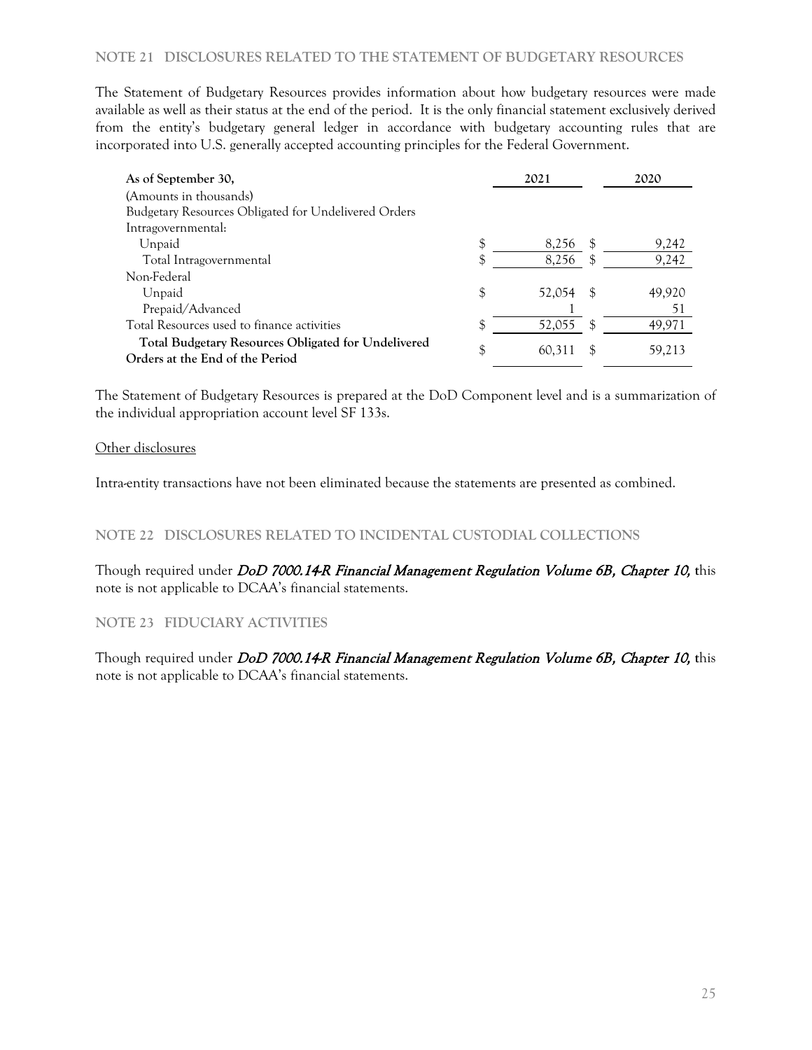## NOTE 21 DISCLOSURES RELATED TO THE STATEMENT OF BUDGETARY RESOURCES

The Statement of Budgetary Resources provides information about how budgetary resources were made available as well as their status at the end of the period. It is the only financial statement exclusively derived from the entity's budgetary general ledger in accordance with budgetary accounting rules that are incorporated into U.S. generally accepted accounting principles for the Federal Government.

| **As of September 30,** | 2021 | 2020 |
|---|---|---|
| (Amounts in thousands) | | |
| Budgetary Resources Obligated for Undelivered Orders | | |
| Intragovernmental: | | |
| Unpaid | $ 8,256 | $ 9,242 |
| Total Intragovernmental | $ 8,256 | $ 9,242 |
| Non-Federal | | |
| Unpaid | $ 52,054 | $ 49,920 |
| Prepaid/Advanced | 1 | 51 |
| Total Resources used to finance activities | $ 52,055 | $ 49,971 |
| **Total Budgetary Resources Obligated for Undelivered Orders at the End of the Period** | $ 60,311 | $ 59,213 |

The Statement of Budgetary Resources is prepared at the DoD Component level and is a summarization of the individual appropriation account level SF 133s.

Other disclosures

Intra-entity transactions have not been eliminated because the statements are presented as combined.

## NOTE 22 DISCLOSURES RELATED TO INCIDENTAL CUSTODIAL COLLECTIONS

Though required under *DoD 7000.14-R Financial Management Regulation Volume 6B, Chapter 10,* this note is not applicable to DCAA's financial statements.

## NOTE 23 FIDUCIARY ACTIVITIES

Though required under *DoD 7000.14-R Financial Management Regulation Volume 6B, Chapter 10,* this note is not applicable to DCAA's financial statements.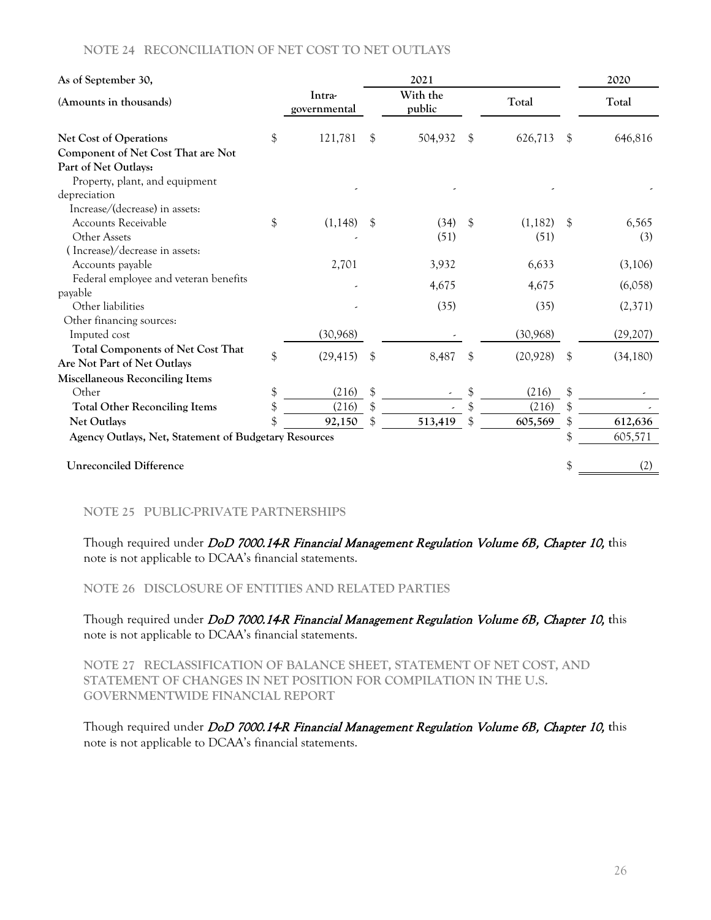## NOTE 24 RECONCILIATION OF NET COST TO NET OUTLAYS

| As of September 30, | 2021 | | | 2020 |
|---|---|---|---|---|
| (Amounts in thousands) | Intra-governmental | With the public | Total | Total |
| **Net Cost of Operations** | $ 121,781 | $ 504,932 | $ 626,713 | $ 646,816 |
| **Component of Net Cost That are Not Part of Net Outlays:** | | | | |
| Property, plant, and equipment depreciation | - | - | - | - |
| Increase/(decrease) in assets: | | | | |
| Accounts Receivable | $ (1,148) | $ (34) | $ (1,182) | $ 6,565 |
| Other Assets | - | (51) | (51) | (3) |
| (Increase)/decrease in assets: | | | | |
| Accounts payable | 2,701 | 3,932 | 6,633 | (3,106) |
| Federal employee and veteran benefits payable | - | 4,675 | 4,675 | (6,058) |
| Other liabilities | - | (35) | (35) | (2,371) |
| Other financing sources: | | | | |
| Imputed cost | (30,968) | - | (30,968) | (29,207) |
| **Total Components of Net Cost That Are Not Part of Net Outlays** | $ (29,415) | $ 8,487 | $ (20,928) | $ (34,180) |
| **Miscellaneous Reconciling Items** | | | | |
| Other | $ (216) | $ - | $ (216) | $ - |
| **Total Other Reconciling Items** | $ (216) | $ - | $ (216) | $ - |
| **Net Outlays** | $ **92,150** | $ **513,419** | $ **605,569** | $ **612,636** |
| **Agency Outlays, Net, Statement of Budgetary Resources** | | | | $ 605,571 |
| **Unreconciled Difference** | | | | $ (2) |

## NOTE 25 PUBLIC-PRIVATE PARTNERSHIPS

Though required under *DoD 7000.14-R Financial Management Regulation Volume 6B, Chapter 10,* this note is not applicable to DCAA's financial statements.

## NOTE 26 DISCLOSURE OF ENTITIES AND RELATED PARTIES

Though required under *DoD 7000.14-R Financial Management Regulation Volume 6B, Chapter 10,* this note is not applicable to DCAA's financial statements.

## NOTE 27 RECLASSIFICATION OF BALANCE SHEET, STATEMENT OF NET COST, AND STATEMENT OF CHANGES IN NET POSITION FOR COMPILATION IN THE U.S. GOVERNMENTWIDE FINANCIAL REPORT

Though required under *DoD 7000.14-R Financial Management Regulation Volume 6B, Chapter 10,* this note is not applicable to DCAA's financial statements.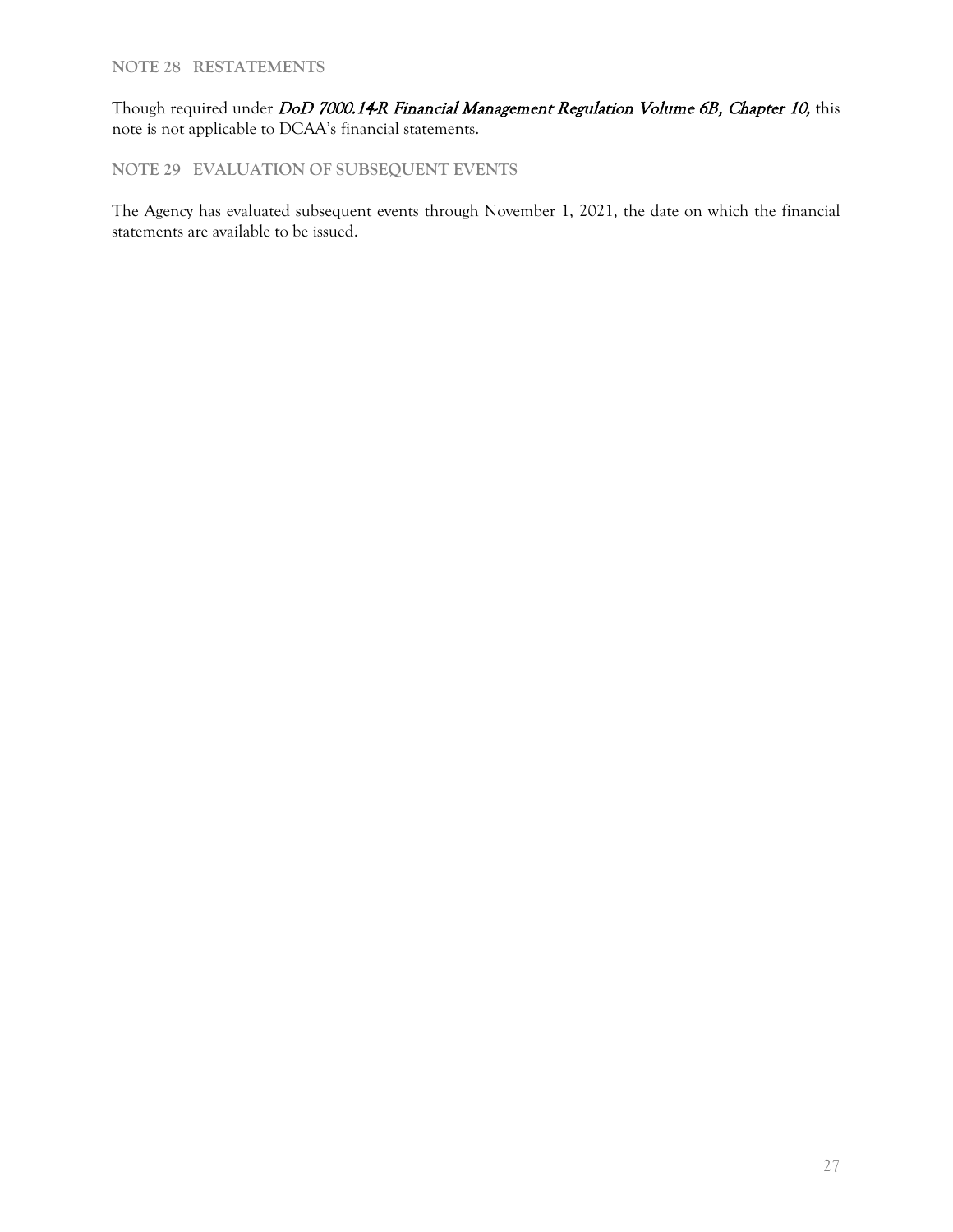### NOTE 28 RESTATEMENTS

Though required under *DoD 7000.14-R Financial Management Regulation Volume 6B, Chapter 10,* this note is not applicable to DCAA's financial statements.

### NOTE 29 EVALUATION OF SUBSEQUENT EVENTS

The Agency has evaluated subsequent events through November 1, 2021, the date on which the financial statements are available to be issued.